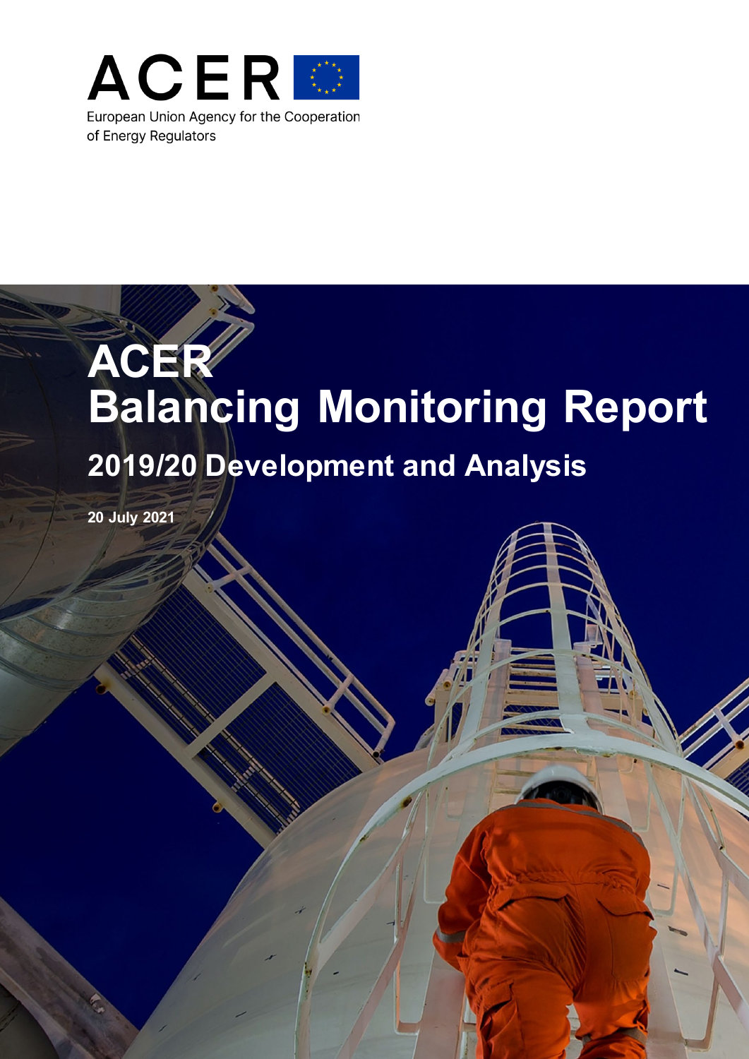ACER

European Union Agency for the Cooperation of Energy Regulators

# ACER Balancing Monitoring Report

## 2019/20 Development and Analysis

**20 July 2021**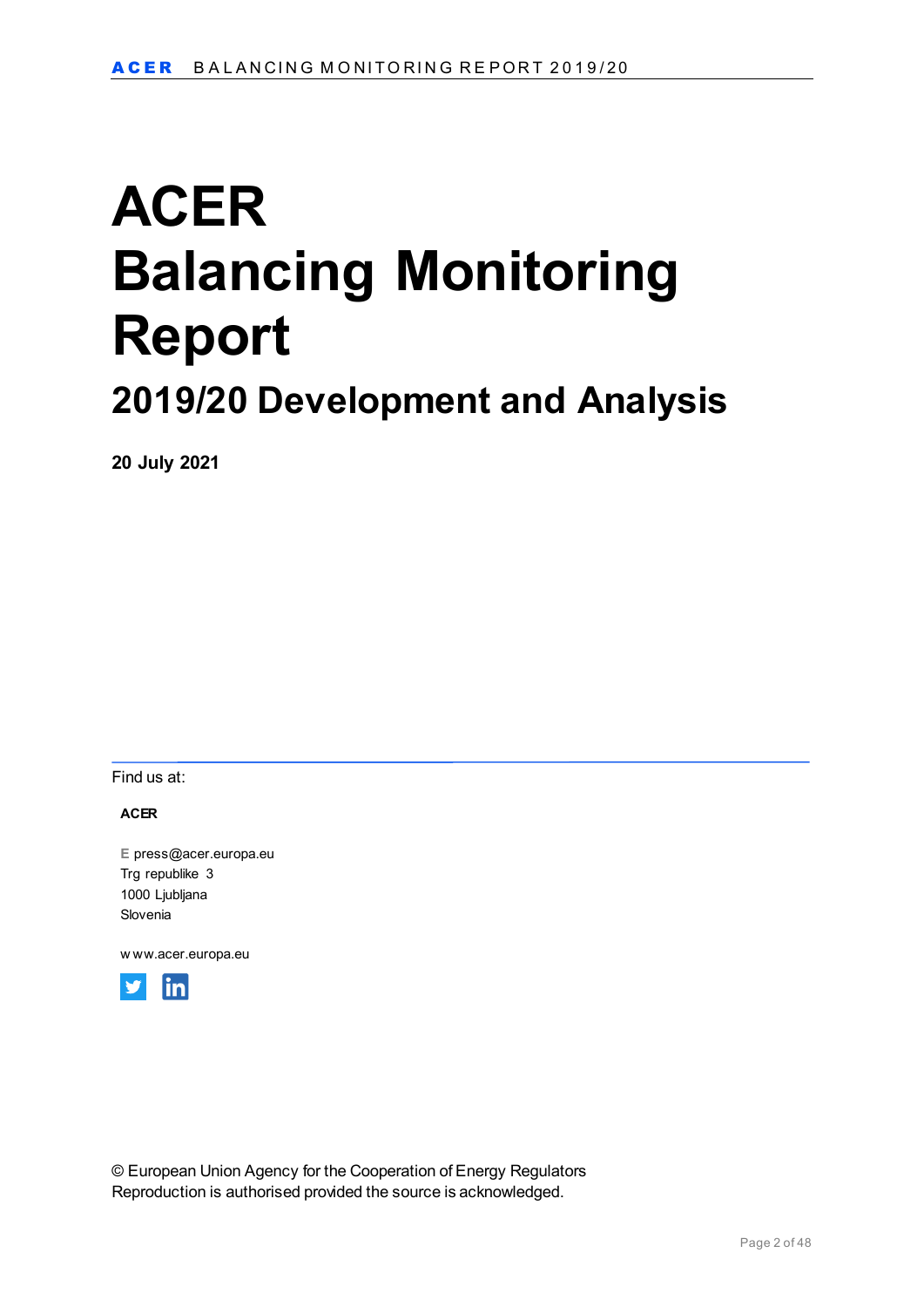# ACER Balancing Monitoring Report

## 2019/20 Development and Analysis

**20 July 2021**

Find us at:

**ACER**

E press@acer.europa.eu
Trg republike 3
1000 Ljubljana
Slovenia

www.acer.europa.eu

© European Union Agency for the Cooperation of Energy Regulators
Reproduction is authorised provided the source is acknowledged.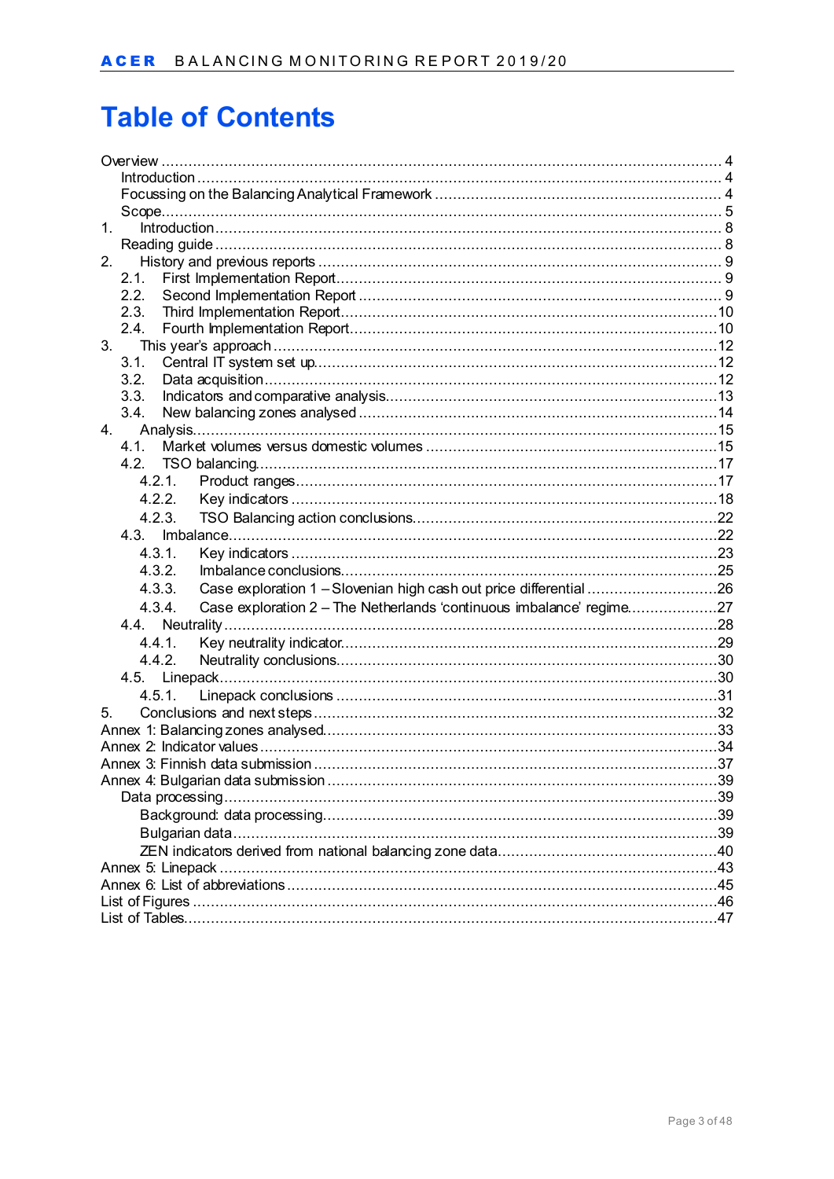# Table of Contents

Overview ..... 4
- Introduction ..... 4
- Focussing on the Balancing Analytical Framework ..... 4
- Scope ..... 5

1. Introduction ..... 8
   - Reading guide ..... 8
2. History and previous reports ..... 9
   - 2.1. First Implementation Report ..... 9
   - 2.2. Second Implementation Report ..... 9
   - 2.3. Third Implementation Report ..... 10
   - 2.4. Fourth Implementation Report ..... 10
3. This year's approach ..... 12
   - 3.1. Central IT system set up ..... 12
   - 3.2. Data acquisition ..... 12
   - 3.3. Indicators and comparative analysis ..... 13
   - 3.4. New balancing zones analysed ..... 14
4. Analysis ..... 15
   - 4.1. Market volumes versus domestic volumes ..... 15
   - 4.2. TSO balancing ..... 17
     - 4.2.1. Product ranges ..... 17
     - 4.2.2. Key indicators ..... 18
     - 4.2.3. TSO Balancing action conclusions ..... 22
   - 4.3. Imbalance ..... 22
     - 4.3.1. Key indicators ..... 23
     - 4.3.2. Imbalance conclusions ..... 25
     - 4.3.3. Case exploration 1 – Slovenian high cash out price differential ..... 26
     - 4.3.4. Case exploration 2 – The Netherlands 'continuous imbalance' regime ..... 27
   - 4.4. Neutrality ..... 28
     - 4.4.1. Key neutrality indicator ..... 29
     - 4.4.2. Neutrality conclusions ..... 30
   - 4.5. Linepack ..... 30
     - 4.5.1. Linepack conclusions ..... 31
5. Conclusions and next steps ..... 32

Annex 1: Balancing zones analysed ..... 33

Annex 2: Indicator values ..... 34

Annex 3: Finnish data submission ..... 37

Annex 4: Bulgarian data submission ..... 39
- Data processing ..... 39
  - Background: data processing ..... 39
  - Bulgarian data ..... 39
  - ZEN indicators derived from national balancing zone data ..... 40

Annex 5: Linepack ..... 43

Annex 6: List of abbreviations ..... 45

List of Figures ..... 46

List of Tables ..... 47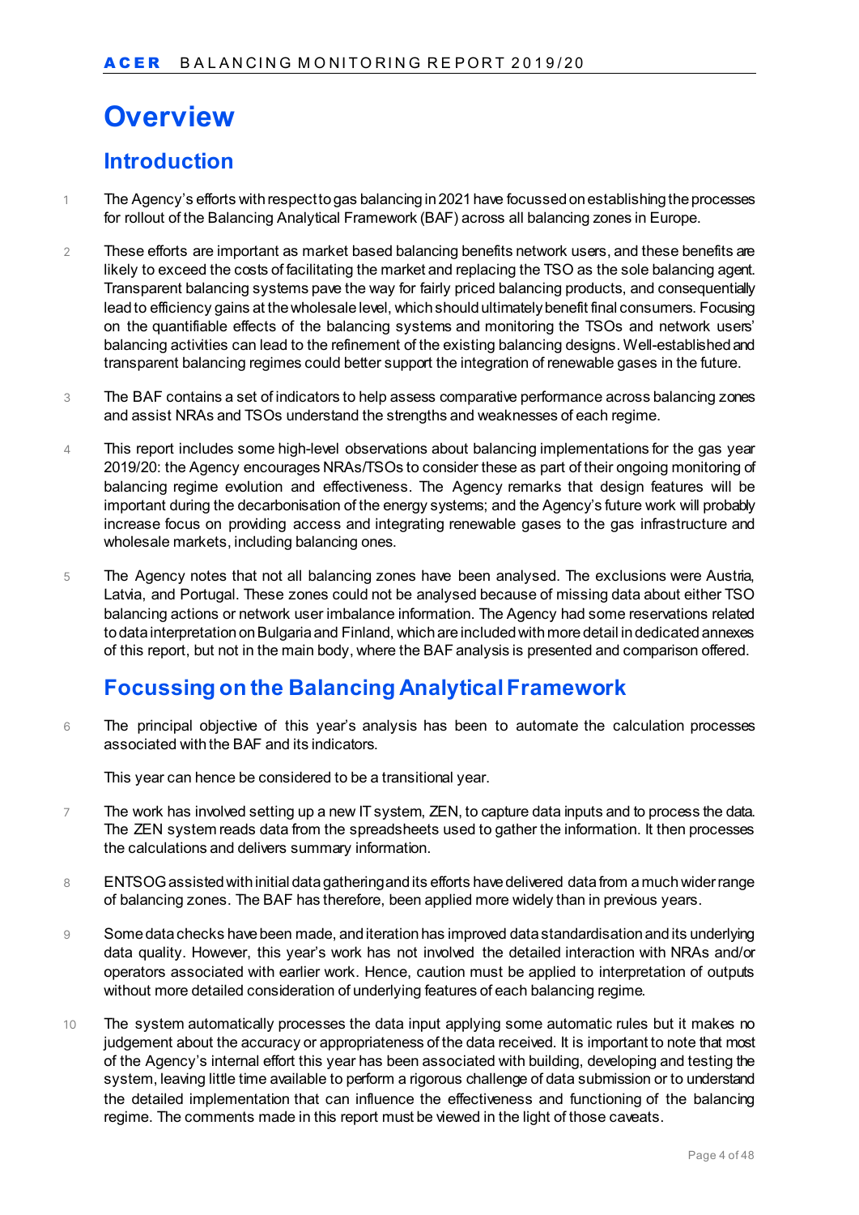# Overview

## Introduction

1 The Agency's efforts with respect to gas balancing in 2021 have focussed on establishing the processes for rollout of the Balancing Analytical Framework (BAF) across all balancing zones in Europe.

2 These efforts are important as market based balancing benefits network users, and these benefits are likely to exceed the costs of facilitating the market and replacing the TSO as the sole balancing agent. Transparent balancing systems pave the way for fairly priced balancing products, and consequentially lead to efficiency gains at the wholesale level, which should ultimately benefit final consumers. Focusing on the quantifiable effects of the balancing systems and monitoring the TSOs and network users' balancing activities can lead to the refinement of the existing balancing designs. Well-established and transparent balancing regimes could better support the integration of renewable gases in the future.

3 The BAF contains a set of indicators to help assess comparative performance across balancing zones and assist NRAs and TSOs understand the strengths and weaknesses of each regime.

4 This report includes some high-level observations about balancing implementations for the gas year 2019/20: the Agency encourages NRAs/TSOs to consider these as part of their ongoing monitoring of balancing regime evolution and effectiveness. The Agency remarks that design features will be important during the decarbonisation of the energy systems; and the Agency's future work will probably increase focus on providing access and integrating renewable gases to the gas infrastructure and wholesale markets, including balancing ones.

5 The Agency notes that not all balancing zones have been analysed. The exclusions were Austria, Latvia, and Portugal. These zones could not be analysed because of missing data about either TSO balancing actions or network user imbalance information. The Agency had some reservations related to data interpretation on Bulgaria and Finland, which are included with more detail in dedicated annexes of this report, but not in the main body, where the BAF analysis is presented and comparison offered.

## Focussing on the Balancing Analytical Framework

6 The principal objective of this year's analysis has been to automate the calculation processes associated with the BAF and its indicators.

This year can hence be considered to be a transitional year.

7 The work has involved setting up a new IT system, ZEN, to capture data inputs and to process the data. The ZEN system reads data from the spreadsheets used to gather the information. It then processes the calculations and delivers summary information.

8 ENTSOG assisted with initial data gathering and its efforts have delivered data from a much wider range of balancing zones. The BAF has therefore, been applied more widely than in previous years.

9 Some data checks have been made, and iteration has improved data standardisation and its underlying data quality. However, this year's work has not involved the detailed interaction with NRAs and/or operators associated with earlier work. Hence, caution must be applied to interpretation of outputs without more detailed consideration of underlying features of each balancing regime.

10 The system automatically processes the data input applying some automatic rules but it makes no judgement about the accuracy or appropriateness of the data received. It is important to note that most of the Agency's internal effort this year has been associated with building, developing and testing the system, leaving little time available to perform a rigorous challenge of data submission or to understand the detailed implementation that can influence the effectiveness and functioning of the balancing regime. The comments made in this report must be viewed in the light of those caveats.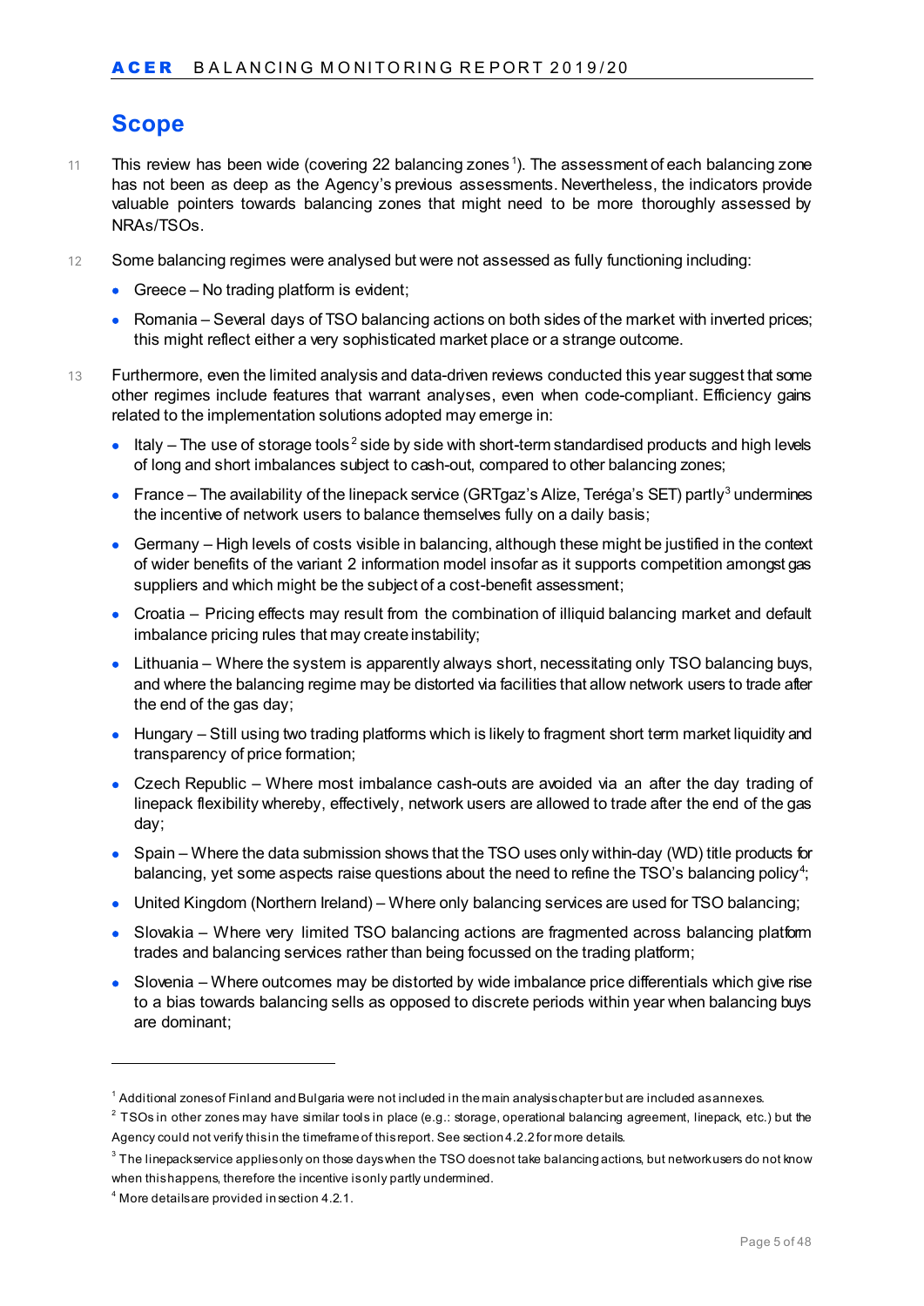## Scope

11 This review has been wide (covering 22 balancing zones[1]). The assessment of each balancing zone has not been as deep as the Agency's previous assessments. Nevertheless, the indicators provide valuable pointers towards balancing zones that might need to be more thoroughly assessed by NRAs/TSOs.

12 Some balancing regimes were analysed but were not assessed as fully functioning including:

- Greece – No trading platform is evident;
- Romania – Several days of TSO balancing actions on both sides of the market with inverted prices; this might reflect either a very sophisticated market place or a strange outcome.

13 Furthermore, even the limited analysis and data-driven reviews conducted this year suggest that some other regimes include features that warrant analyses, even when code-compliant. Efficiency gains related to the implementation solutions adopted may emerge in:

- Italy – The use of storage tools[2] side by side with short-term standardised products and high levels of long and short imbalances subject to cash-out, compared to other balancing zones;
- France – The availability of the linepack service (GRTgaz's Alize, Teréga's SET) partly[3] undermines the incentive of network users to balance themselves fully on a daily basis;
- Germany – High levels of costs visible in balancing, although these might be justified in the context of wider benefits of the variant 2 information model insofar as it supports competition amongst gas suppliers and which might be the subject of a cost-benefit assessment;
- Croatia – Pricing effects may result from the combination of illiquid balancing market and default imbalance pricing rules that may create instability;
- Lithuania – Where the system is apparently always short, necessitating only TSO balancing buys, and where the balancing regime may be distorted via facilities that allow network users to trade after the end of the gas day;
- Hungary – Still using two trading platforms which is likely to fragment short term market liquidity and transparency of price formation;
- Czech Republic – Where most imbalance cash-outs are avoided via an after the day trading of linepack flexibility whereby, effectively, network users are allowed to trade after the end of the gas day;
- Spain – Where the data submission shows that the TSO uses only within-day (WD) title products for balancing, yet some aspects raise questions about the need to refine the TSO's balancing policy[4];
- United Kingdom (Northern Ireland) – Where only balancing services are used for TSO balancing;
- Slovakia – Where very limited TSO balancing actions are fragmented across balancing platform trades and balancing services rather than being focussed on the trading platform;
- Slovenia – Where outcomes may be distorted by wide imbalance price differentials which give rise to a bias towards balancing sells as opposed to discrete periods within year when balancing buys are dominant;

---

[1] Additional zones of Finland and Bulgaria were not included in the main analysis chapter but are included as annexes.

[2] TSOs in other zones may have similar tools in place (e.g.: storage, operational balancing agreement, linepack, etc.) but the Agency could not verify this in the timeframe of this report. See section 4.2.2 for more details.

[3] The linepack service applies only on those days when the TSO does not take balancing actions, but network users do not know when this happens, therefore the incentive is only partly undermined.

[4] More details are provided in section 4.2.1.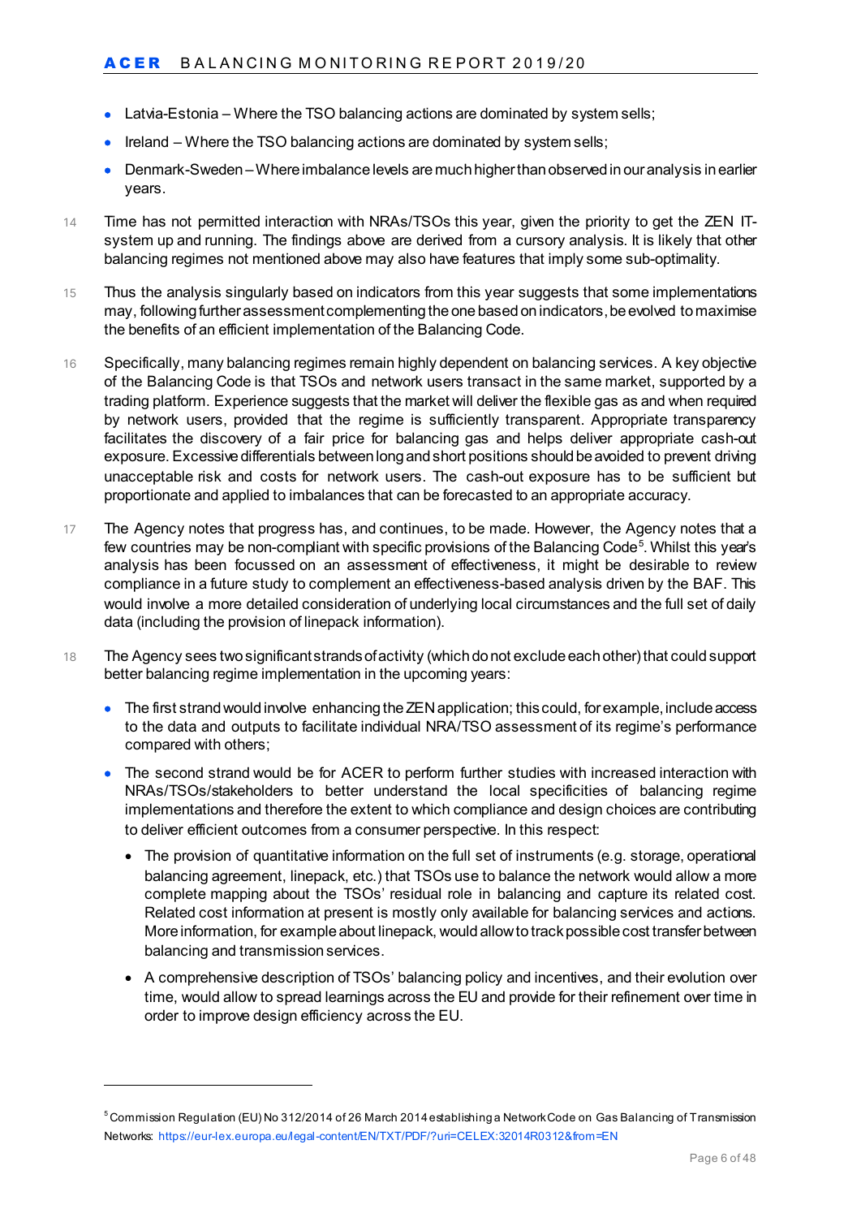- Latvia-Estonia – Where the TSO balancing actions are dominated by system sells;
- Ireland – Where the TSO balancing actions are dominated by system sells;
- Denmark-Sweden – Where imbalance levels are much higher than observed in our analysis in earlier years.

14 Time has not permitted interaction with NRAs/TSOs this year, given the priority to get the ZEN IT-system up and running. The findings above are derived from a cursory analysis. It is likely that other balancing regimes not mentioned above may also have features that imply some sub-optimality.

15 Thus the analysis singularly based on indicators from this year suggests that some implementations may, following further assessment complementing the one based on indicators, be evolved to maximise the benefits of an efficient implementation of the Balancing Code.

16 Specifically, many balancing regimes remain highly dependent on balancing services. A key objective of the Balancing Code is that TSOs and network users transact in the same market, supported by a trading platform. Experience suggests that the market will deliver the flexible gas as and when required by network users, provided that the regime is sufficiently transparent. Appropriate transparency facilitates the discovery of a fair price for balancing gas and helps deliver appropriate cash-out exposure. Excessive differentials between long and short positions should be avoided to prevent driving unacceptable risk and costs for network users. The cash-out exposure has to be sufficient but proportionate and applied to imbalances that can be forecasted to an appropriate accuracy.

17 The Agency notes that progress has, and continues, to be made. However, the Agency notes that a few countries may be non-compliant with specific provisions of the Balancing Code[5]. Whilst this year's analysis has been focussed on an assessment of effectiveness, it might be desirable to review compliance in a future study to complement an effectiveness-based analysis driven by the BAF. This would involve a more detailed consideration of underlying local circumstances and the full set of daily data (including the provision of linepack information).

18 The Agency sees two significant strands of activity (which do not exclude each other) that could support better balancing regime implementation in the upcoming years:

- The first strand would involve enhancing the ZEN application; this could, for example, include access to the data and outputs to facilitate individual NRA/TSO assessment of its regime's performance compared with others;
- The second strand would be for ACER to perform further studies with increased interaction with NRAs/TSOs/stakeholders to better understand the local specificities of balancing regime implementations and therefore the extent to which compliance and design choices are contributing to deliver efficient outcomes from a consumer perspective. In this respect:
  - The provision of quantitative information on the full set of instruments (e.g. storage, operational balancing agreement, linepack, etc.) that TSOs use to balance the network would allow a more complete mapping about the TSOs' residual role in balancing and capture its related cost. Related cost information at present is mostly only available for balancing services and actions. More information, for example about linepack, would allow to track possible cost transfer between balancing and transmission services.
  - A comprehensive description of TSOs' balancing policy and incentives, and their evolution over time, would allow to spread learnings across the EU and provide for their refinement over time in order to improve design efficiency across the EU.

[5] Commission Regulation (EU) No 312/2014 of 26 March 2014 establishing a Network Code on Gas Balancing of Transmission Networks: https://eur-lex.europa.eu/legal-content/EN/TXT/PDF/?uri=CELEX:32014R0312&from=EN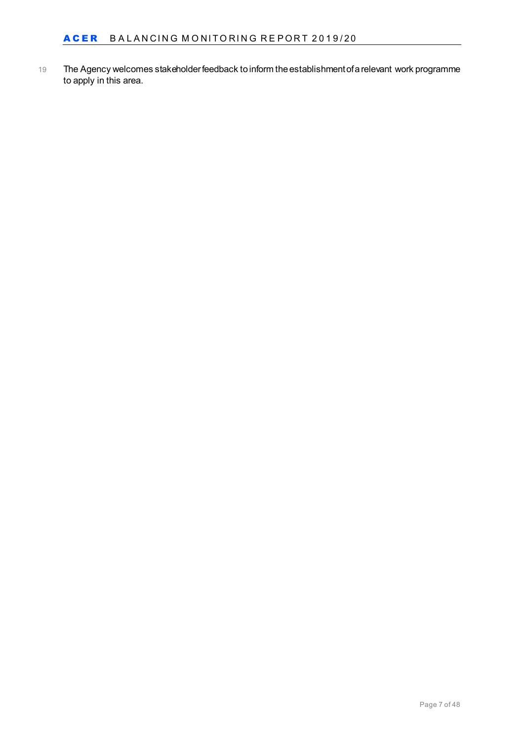19 The Agency welcomes stakeholder feedback to inform the establishment of a relevant work programme to apply in this area.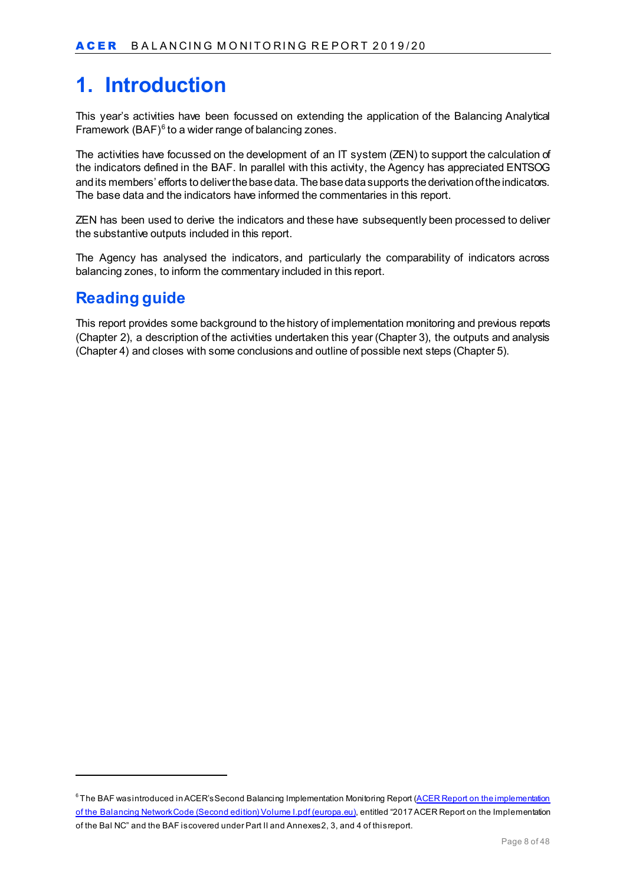# 1. Introduction

This year's activities have been focussed on extending the application of the Balancing Analytical Framework (BAF)[6] to a wider range of balancing zones.

The activities have focussed on the development of an IT system (ZEN) to support the calculation of the indicators defined in the BAF. In parallel with this activity, the Agency has appreciated ENTSOG and its members' efforts to deliver the base data. The base data supports the derivation of the indicators. The base data and the indicators have informed the commentaries in this report.

ZEN has been used to derive the indicators and these have subsequently been processed to deliver the substantive outputs included in this report.

The Agency has analysed the indicators, and particularly the comparability of indicators across balancing zones, to inform the commentary included in this report.

## Reading guide

This report provides some background to the history of implementation monitoring and previous reports (Chapter 2), a description of the activities undertaken this year (Chapter 3), the outputs and analysis (Chapter 4) and closes with some conclusions and outline of possible next steps (Chapter 5).

---

[6] The BAF was introduced in ACER's Second Balancing Implementation Monitoring Report (ACER Report on the implementation of the Balancing Network Code (Second edition) Volume I.pdf (europa.eu), entitled "2017 ACER Report on the Implementation of the Bal NC" and the BAF is covered under Part II and Annexes 2, 3, and 4 of this report.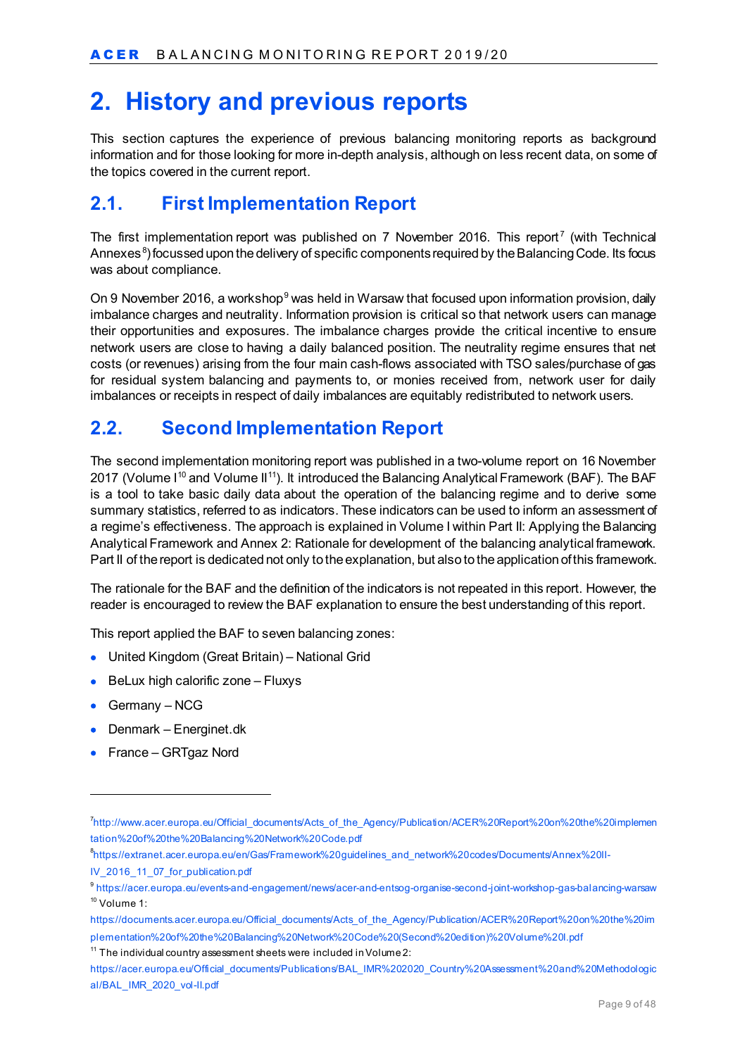# 2. History and previous reports

This section captures the experience of previous balancing monitoring reports as background information and for those looking for more in-depth analysis, although on less recent data, on some of the topics covered in the current report.

## 2.1. First Implementation Report

The first implementation report was published on 7 November 2016. This report[7] (with Technical Annexes[8]) focussed upon the delivery of specific components required by the Balancing Code. Its focus was about compliance.

On 9 November 2016, a workshop[9] was held in Warsaw that focused upon information provision, daily imbalance charges and neutrality. Information provision is critical so that network users can manage their opportunities and exposures. The imbalance charges provide the critical incentive to ensure network users are close to having a daily balanced position. The neutrality regime ensures that net costs (or revenues) arising from the four main cash-flows associated with TSO sales/purchase of gas for residual system balancing and payments to, or monies received from, network user for daily imbalances or receipts in respect of daily imbalances are equitably redistributed to network users.

## 2.2. Second Implementation Report

The second implementation monitoring report was published in a two-volume report on 16 November 2017 (Volume I[10] and Volume II[11]). It introduced the Balancing Analytical Framework (BAF). The BAF is a tool to take basic daily data about the operation of the balancing regime and to derive some summary statistics, referred to as indicators. These indicators can be used to inform an assessment of a regime's effectiveness. The approach is explained in Volume I within Part II: Applying the Balancing Analytical Framework and Annex 2: Rationale for development of the balancing analytical framework. Part II of the report is dedicated not only to the explanation, but also to the application of this framework.

The rationale for the BAF and the definition of the indicators is not repeated in this report. However, the reader is encouraged to review the BAF explanation to ensure the best understanding of this report.

This report applied the BAF to seven balancing zones:

- United Kingdom (Great Britain) – National Grid
- BeLux high calorific zone – Fluxys
- Germany – NCG
- Denmark – Energinet.dk
- France – GRTgaz Nord

---

[7] http://www.acer.europa.eu/Official_documents/Acts_of_the_Agency/Publication/ACER%20Report%20on%20the%20implementation%20of%20the%20Balancing%20Network%20Code.pdf

[8] https://extranet.acer.europa.eu/en/Gas/Framework%20guidelines_and_network%20codes/Documents/Annex%20II-IV_2016_11_07_for_publication.pdf

[9] https://acer.europa.eu/events-and-engagement/news/acer-and-entsog-organise-second-joint-workshop-gas-balancing-warsaw

[10] Volume 1: https://documents.acer.europa.eu/Official_documents/Acts_of_the_Agency/Publication/ACER%20Report%20on%20the%20implementation%20of%20the%20Balancing%20Network%20Code%20(Second%20edition)%20Volume%20I.pdf

[11] The individual country assessment sheets were included in Volume 2: https://acer.europa.eu/Official_documents/Publications/BAL_IMR%202020_Country%20Assessment%20and%20Methodological/BAL_IMR_2020_vol-II.pdf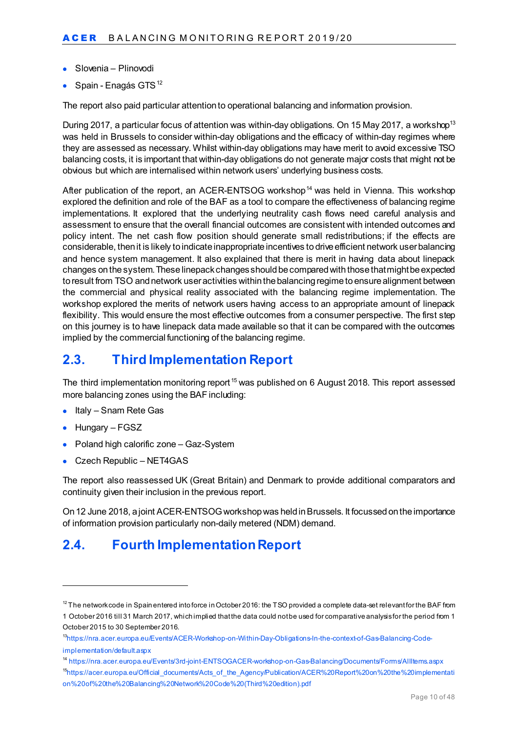- Slovenia – Plinovodi
- Spain - Enagás GTS[12]

The report also paid particular attention to operational balancing and information provision.

During 2017, a particular focus of attention was within-day obligations. On 15 May 2017, a workshop[13] was held in Brussels to consider within-day obligations and the efficacy of within-day regimes where they are assessed as necessary. Whilst within-day obligations may have merit to avoid excessive TSO balancing costs, it is important that within-day obligations do not generate major costs that might not be obvious but which are internalised within network users' underlying business costs.

After publication of the report, an ACER-ENTSOG workshop[14] was held in Vienna. This workshop explored the definition and role of the BAF as a tool to compare the effectiveness of balancing regime implementations. It explored that the underlying neutrality cash flows need careful analysis and assessment to ensure that the overall financial outcomes are consistent with intended outcomes and policy intent. The net cash flow position should generate small redistributions; if the effects are considerable, then it is likely to indicate inappropriate incentives to drive efficient network user balancing and hence system management. It also explained that there is merit in having data about linepack changes on the system. These linepack changes should be compared with those that might be expected to result from TSO and network user activities within the balancing regime to ensure alignment between the commercial and physical reality associated with the balancing regime implementation. The workshop explored the merits of network users having access to an appropriate amount of linepack flexibility. This would ensure the most effective outcomes from a consumer perspective. The first step on this journey is to have linepack data made available so that it can be compared with the outcomes implied by the commercial functioning of the balancing regime.

## 2.3. Third Implementation Report

The third implementation monitoring report[15] was published on 6 August 2018. This report assessed more balancing zones using the BAF including:

- Italy – Snam Rete Gas
- Hungary – FGSZ
- Poland high calorific zone – Gaz-System
- Czech Republic – NET4GAS

The report also reassessed UK (Great Britain) and Denmark to provide additional comparators and continuity given their inclusion in the previous report.

On 12 June 2018, a joint ACER-ENTSOG workshop was held in Brussels. It focussed on the importance of information provision particularly non-daily metered (NDM) demand.

## 2.4. Fourth Implementation Report

---

[12] The network code in Spain entered into force in October 2016: the TSO provided a complete data-set relevant for the BAF from 1 October 2016 till 31 March 2017, which implied that the data could not be used for comparative analysis for the period from 1 October 2015 to 30 September 2016.

[13] https://nra.acer.europa.eu/Events/ACER-Workshop-on-Within-Day-Obligations-In-the-context-of-Gas-Balancing-Code-implementation/default.aspx

[14] https://nra.acer.europa.eu/Events/3rd-joint-ENTSOGACER-workshop-on-Gas-Balancing/Documents/Forms/AllItems.aspx

[15] https://acer.europa.eu/Official_documents/Acts_of_the_Agency/Publication/ACER%20Report%20on%20the%20implementation%20of%20the%20Balancing%20Network%20Code%20(Third%20edition).pdf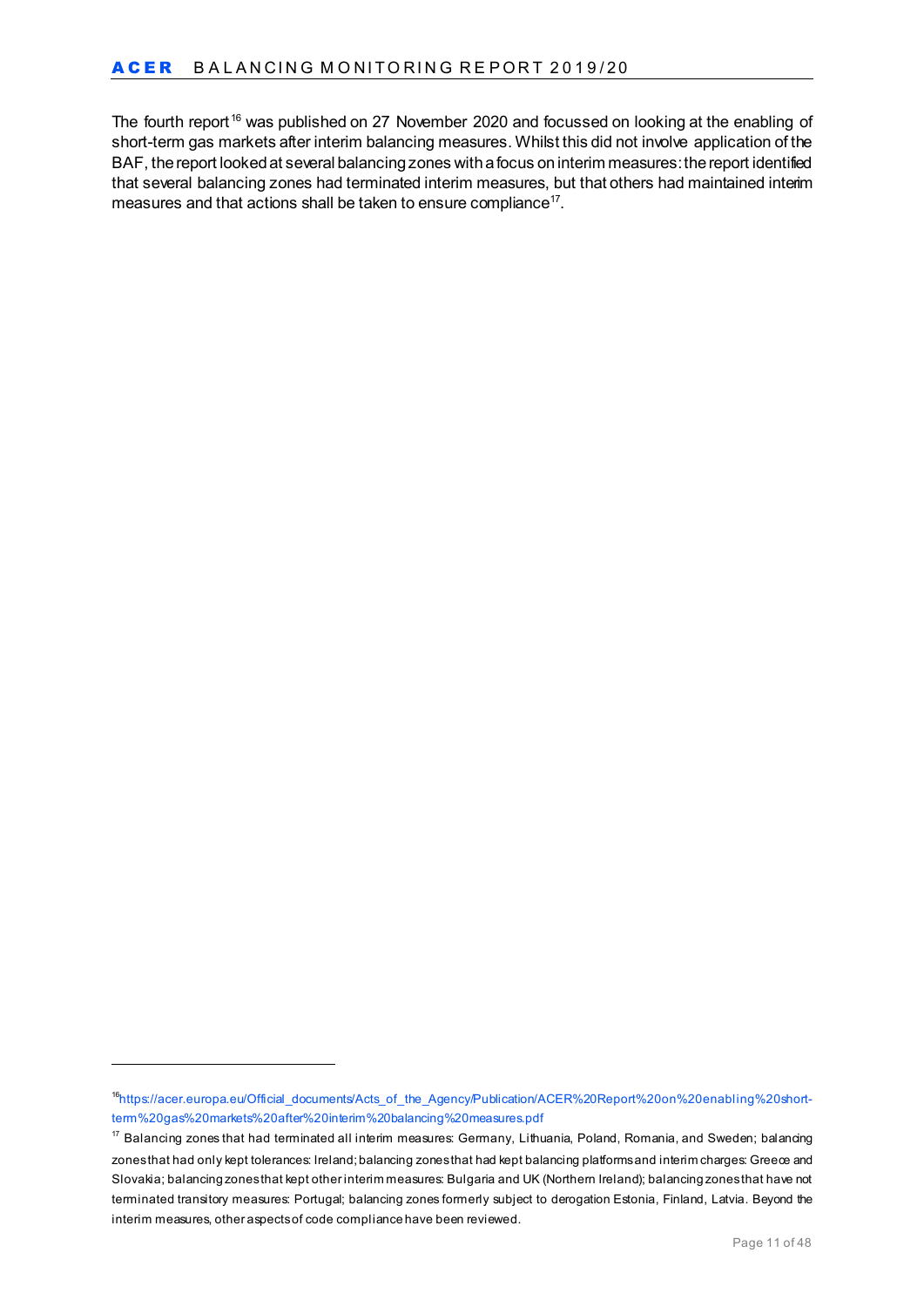The fourth report[16] was published on 27 November 2020 and focussed on looking at the enabling of short-term gas markets after interim balancing measures. Whilst this did not involve application of the BAF, the report looked at several balancing zones with a focus on interim measures: the report identified that several balancing zones had terminated interim measures, but that others had maintained interim measures and that actions shall be taken to ensure compliance[17].

---

[16] https://acer.europa.eu/Official_documents/Acts_of_the_Agency/Publication/ACER%20Report%20on%20enabling%20short-term%20gas%20markets%20after%20interim%20balancing%20measures.pdf

[17] Balancing zones that had terminated all interim measures: Germany, Lithuania, Poland, Romania, and Sweden; balancing zones that had only kept tolerances: Ireland; balancing zones that had kept balancing platforms and interim charges: Greece and Slovakia; balancing zones that kept other interim measures: Bulgaria and UK (Northern Ireland); balancing zones that have not terminated transitory measures: Portugal; balancing zones formerly subject to derogation Estonia, Finland, Latvia. Beyond the interim measures, other aspects of code compliance have been reviewed.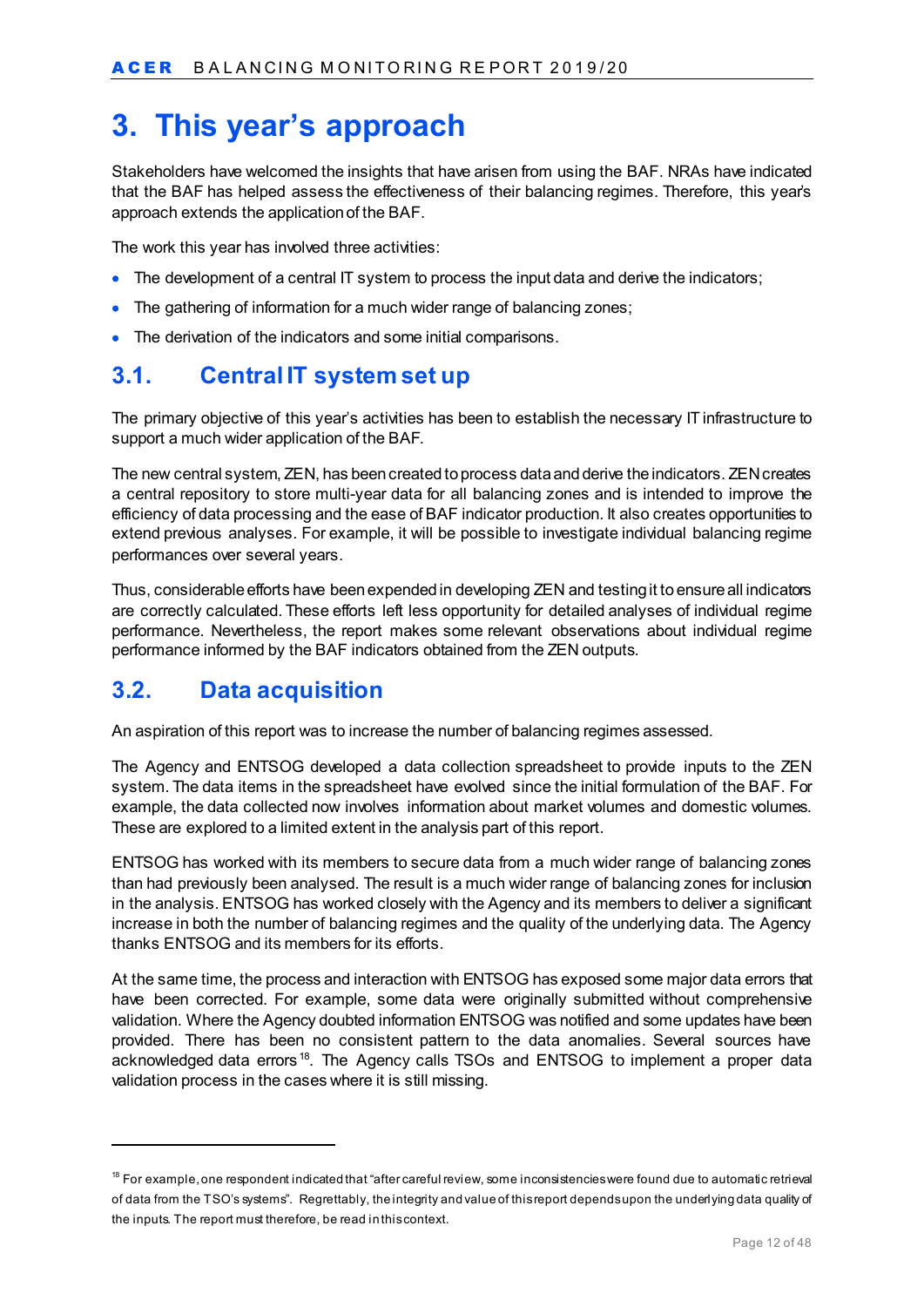# 3. This year's approach

Stakeholders have welcomed the insights that have arisen from using the BAF. NRAs have indicated that the BAF has helped assess the effectiveness of their balancing regimes. Therefore, this year's approach extends the application of the BAF.

The work this year has involved three activities:

- The development of a central IT system to process the input data and derive the indicators;
- The gathering of information for a much wider range of balancing zones;
- The derivation of the indicators and some initial comparisons.

## 3.1. Central IT system set up

The primary objective of this year's activities has been to establish the necessary IT infrastructure to support a much wider application of the BAF.

The new central system, ZEN, has been created to process data and derive the indicators. ZEN creates a central repository to store multi-year data for all balancing zones and is intended to improve the efficiency of data processing and the ease of BAF indicator production. It also creates opportunities to extend previous analyses. For example, it will be possible to investigate individual balancing regime performances over several years.

Thus, considerable efforts have been expended in developing ZEN and testing it to ensure all indicators are correctly calculated. These efforts left less opportunity for detailed analyses of individual regime performance. Nevertheless, the report makes some relevant observations about individual regime performance informed by the BAF indicators obtained from the ZEN outputs.

## 3.2. Data acquisition

An aspiration of this report was to increase the number of balancing regimes assessed.

The Agency and ENTSOG developed a data collection spreadsheet to provide inputs to the ZEN system. The data items in the spreadsheet have evolved since the initial formulation of the BAF. For example, the data collected now involves information about market volumes and domestic volumes. These are explored to a limited extent in the analysis part of this report.

ENTSOG has worked with its members to secure data from a much wider range of balancing zones than had previously been analysed. The result is a much wider range of balancing zones for inclusion in the analysis. ENTSOG has worked closely with the Agency and its members to deliver a significant increase in both the number of balancing regimes and the quality of the underlying data. The Agency thanks ENTSOG and its members for its efforts.

At the same time, the process and interaction with ENTSOG has exposed some major data errors that have been corrected. For example, some data were originally submitted without comprehensive validation. Where the Agency doubted information ENTSOG was notified and some updates have been provided. There has been no consistent pattern to the data anomalies. Several sources have acknowledged data errors[18]. The Agency calls TSOs and ENTSOG to implement a proper data validation process in the cases where it is still missing.

---

[18] For example, one respondent indicated that "after careful review, some inconsistencies were found due to automatic retrieval of data from the TSO's systems". Regrettably, the integrity and value of this report depends upon the underlying data quality of the inputs. The report must therefore, be read in this context.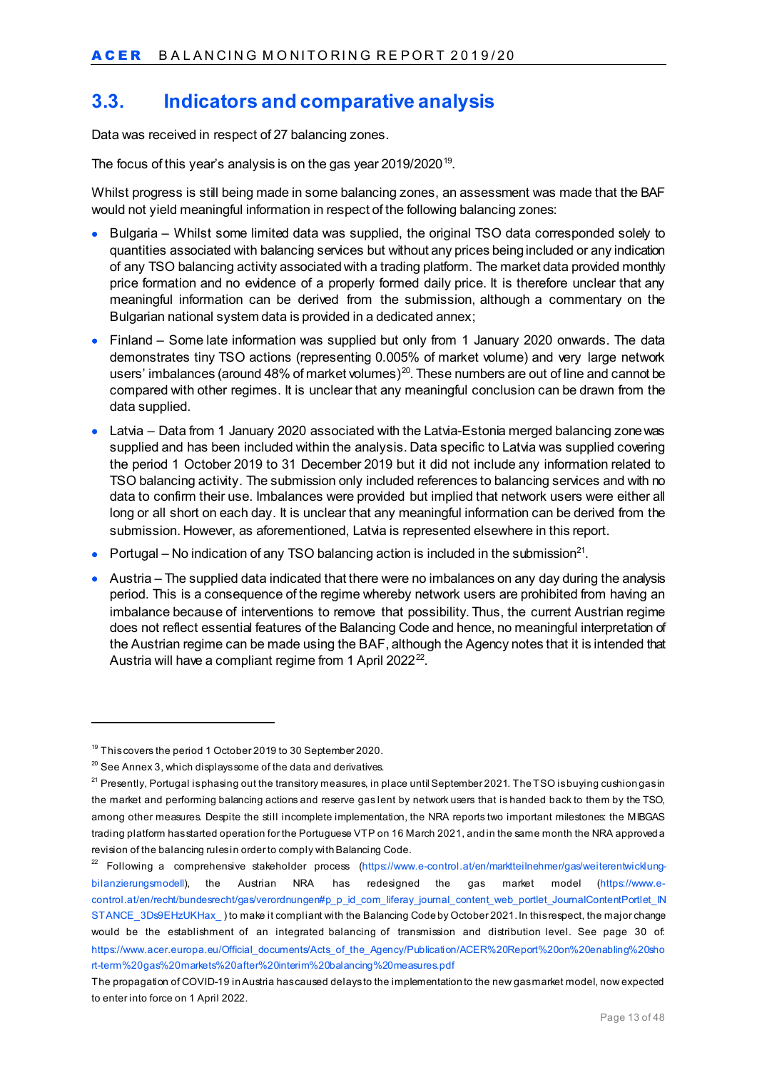## 3.3. Indicators and comparative analysis

Data was received in respect of 27 balancing zones.

The focus of this year's analysis is on the gas year 2019/2020[19].

Whilst progress is still being made in some balancing zones, an assessment was made that the BAF would not yield meaningful information in respect of the following balancing zones:

- Bulgaria – Whilst some limited data was supplied, the original TSO data corresponded solely to quantities associated with balancing services but without any prices being included or any indication of any TSO balancing activity associated with a trading platform. The market data provided monthly price formation and no evidence of a properly formed daily price. It is therefore unclear that any meaningful information can be derived from the submission, although a commentary on the Bulgarian national system data is provided in a dedicated annex;
- Finland – Some late information was supplied but only from 1 January 2020 onwards. The data demonstrates tiny TSO actions (representing 0.005% of market volume) and very large network users' imbalances (around 48% of market volumes)[20]. These numbers are out of line and cannot be compared with other regimes. It is unclear that any meaningful conclusion can be drawn from the data supplied.
- Latvia – Data from 1 January 2020 associated with the Latvia-Estonia merged balancing zone was supplied and has been included within the analysis. Data specific to Latvia was supplied covering the period 1 October 2019 to 31 December 2019 but it did not include any information related to TSO balancing activity. The submission only included references to balancing services and with no data to confirm their use. Imbalances were provided but implied that network users were either all long or all short on each day. It is unclear that any meaningful information can be derived from the submission. However, as aforementioned, Latvia is represented elsewhere in this report.
- Portugal – No indication of any TSO balancing action is included in the submission[21].
- Austria – The supplied data indicated that there were no imbalances on any day during the analysis period. This is a consequence of the regime whereby network users are prohibited from having an imbalance because of interventions to remove that possibility. Thus, the current Austrian regime does not reflect essential features of the Balancing Code and hence, no meaningful interpretation of the Austrian regime can be made using the BAF, although the Agency notes that it is intended that Austria will have a compliant regime from 1 April 2022[22].

---

[19] This covers the period 1 October 2019 to 30 September 2020.

[20] See Annex 3, which displays some of the data and derivatives.

[21] Presently, Portugal is phasing out the transitory measures, in place until September 2021. The TSO is buying cushion gas in the market and performing balancing actions and reserve gas lent by network users that is handed back to them by the TSO, among other measures. Despite the still incomplete implementation, the NRA reports two important milestones: the MIBGAS trading platform has started operation for the Portuguese VTP on 16 March 2021, and in the same month the NRA approved a revision of the balancing rules in order to comply with Balancing Code.

[22] Following a comprehensive stakeholder process (https://www.e-control.at/en/marktteilnehmer/gas/weiterentwicklung-bilanzierungsmodell), the Austrian NRA has redesigned the gas market model (https://www.e-control.at/en/recht/bundesrecht/gas/verordnungen#p_p_id_com_liferay_journal_content_web_portlet_JournalContentPortlet_INSTANCE_3Ds9EHzUKHax_ ) to make it compliant with the Balancing Code by October 2021. In this respect, the major change would be the establishment of an integrated balancing of transmission and distribution level. See page 30 of: https://www.acer.europa.eu/Official_documents/Acts_of_the_Agency/Publication/ACER%20Report%20on%20enabling%20short-term%20gas%20markets%20after%20interim%20balancing%20measures.pdf

The propagation of COVID-19 in Austria has caused delays to the implementation to the new gas market model, now expected to enter into force on 1 April 2022.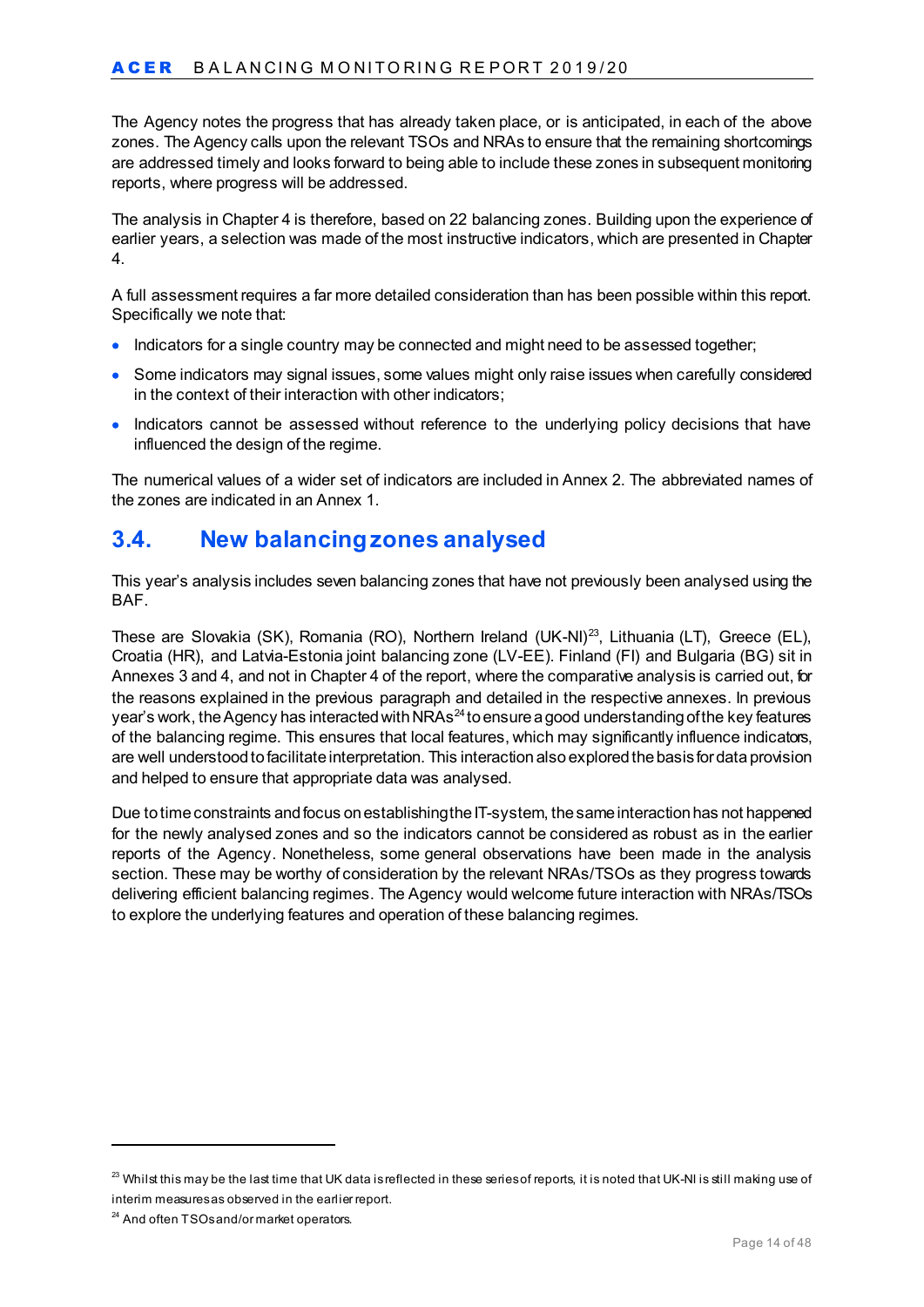The Agency notes the progress that has already taken place, or is anticipated, in each of the above zones. The Agency calls upon the relevant TSOs and NRAs to ensure that the remaining shortcomings are addressed timely and looks forward to being able to include these zones in subsequent monitoring reports, where progress will be addressed.

The analysis in Chapter 4 is therefore, based on 22 balancing zones. Building upon the experience of earlier years, a selection was made of the most instructive indicators, which are presented in Chapter 4.

A full assessment requires a far more detailed consideration than has been possible within this report. Specifically we note that:

- Indicators for a single country may be connected and might need to be assessed together;
- Some indicators may signal issues, some values might only raise issues when carefully considered in the context of their interaction with other indicators;
- Indicators cannot be assessed without reference to the underlying policy decisions that have influenced the design of the regime.

The numerical values of a wider set of indicators are included in Annex 2. The abbreviated names of the zones are indicated in an Annex 1.

## 3.4. New balancing zones analysed

This year's analysis includes seven balancing zones that have not previously been analysed using the BAF.

These are Slovakia (SK), Romania (RO), Northern Ireland (UK-NI)[23], Lithuania (LT), Greece (EL), Croatia (HR), and Latvia-Estonia joint balancing zone (LV-EE). Finland (FI) and Bulgaria (BG) sit in Annexes 3 and 4, and not in Chapter 4 of the report, where the comparative analysis is carried out, for the reasons explained in the previous paragraph and detailed in the respective annexes. In previous year's work, the Agency has interacted with NRAs[24] to ensure a good understanding of the key features of the balancing regime. This ensures that local features, which may significantly influence indicators, are well understood to facilitate interpretation. This interaction also explored the basis for data provision and helped to ensure that appropriate data was analysed.

Due to time constraints and focus on establishing the IT-system, the same interaction has not happened for the newly analysed zones and so the indicators cannot be considered as robust as in the earlier reports of the Agency. Nonetheless, some general observations have been made in the analysis section. These may be worthy of consideration by the relevant NRAs/TSOs as they progress towards delivering efficient balancing regimes. The Agency would welcome future interaction with NRAs/TSOs to explore the underlying features and operation of these balancing regimes.

---

[23] Whilst this may be the last time that UK data is reflected in these series of reports, it is noted that UK-NI is still making use of interim measures as observed in the earlier report.

[24] And often TSOs and/or market operators.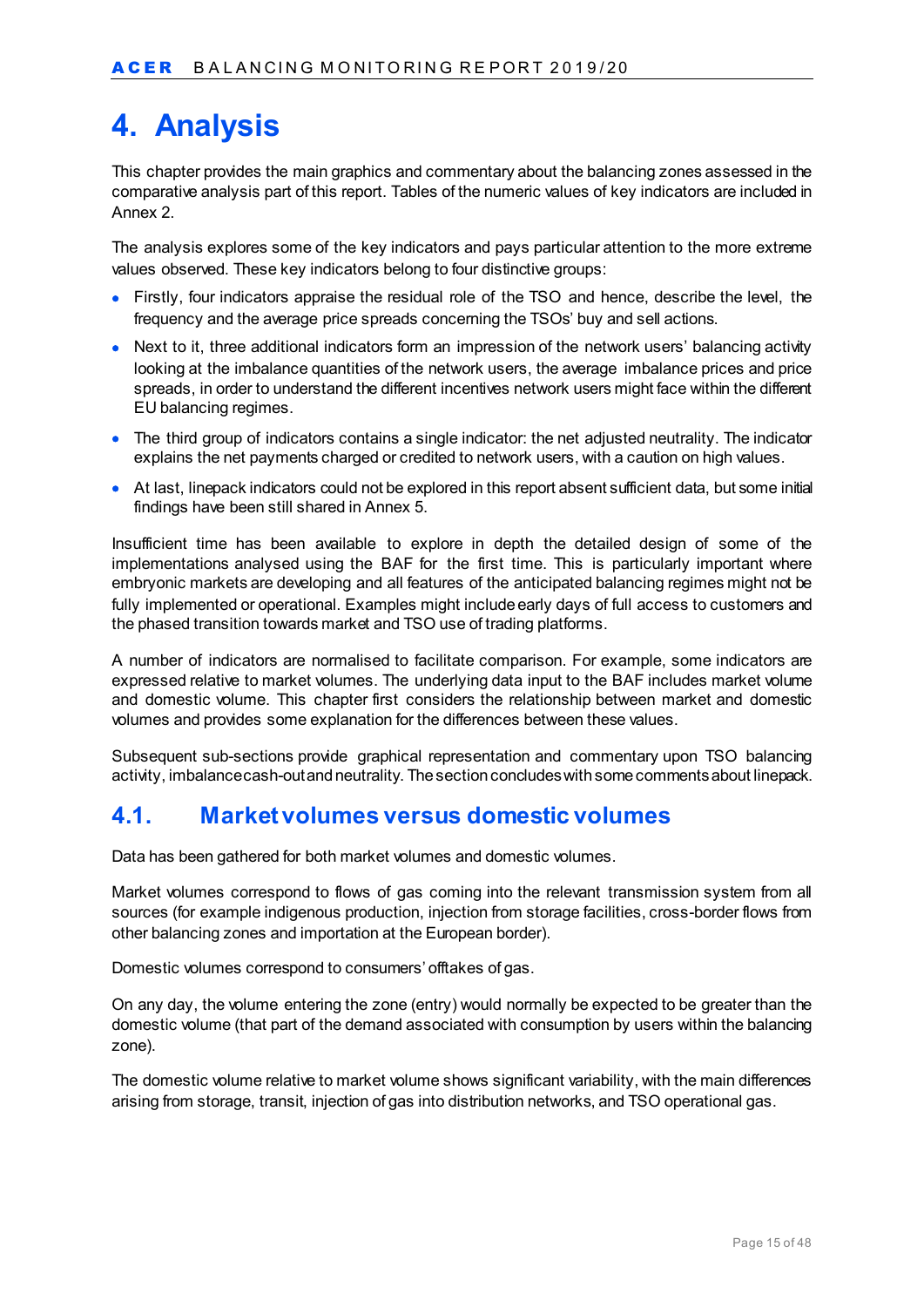# 4. Analysis

This chapter provides the main graphics and commentary about the balancing zones assessed in the comparative analysis part of this report. Tables of the numeric values of key indicators are included in Annex 2.

The analysis explores some of the key indicators and pays particular attention to the more extreme values observed. These key indicators belong to four distinctive groups:

- Firstly, four indicators appraise the residual role of the TSO and hence, describe the level, the frequency and the average price spreads concerning the TSOs' buy and sell actions.
- Next to it, three additional indicators form an impression of the network users' balancing activity looking at the imbalance quantities of the network users, the average imbalance prices and price spreads, in order to understand the different incentives network users might face within the different EU balancing regimes.
- The third group of indicators contains a single indicator: the net adjusted neutrality. The indicator explains the net payments charged or credited to network users, with a caution on high values.
- At last, linepack indicators could not be explored in this report absent sufficient data, but some initial findings have been still shared in Annex 5.

Insufficient time has been available to explore in depth the detailed design of some of the implementations analysed using the BAF for the first time. This is particularly important where embryonic markets are developing and all features of the anticipated balancing regimes might not be fully implemented or operational. Examples might include early days of full access to customers and the phased transition towards market and TSO use of trading platforms.

A number of indicators are normalised to facilitate comparison. For example, some indicators are expressed relative to market volumes. The underlying data input to the BAF includes market volume and domestic volume. This chapter first considers the relationship between market and domestic volumes and provides some explanation for the differences between these values.

Subsequent sub-sections provide graphical representation and commentary upon TSO balancing activity, imbalance cash-out and neutrality. The section concludes with some comments about linepack.

## 4.1. Market volumes versus domestic volumes

Data has been gathered for both market volumes and domestic volumes.

Market volumes correspond to flows of gas coming into the relevant transmission system from all sources (for example indigenous production, injection from storage facilities, cross-border flows from other balancing zones and importation at the European border).

Domestic volumes correspond to consumers' offtakes of gas.

On any day, the volume entering the zone (entry) would normally be expected to be greater than the domestic volume (that part of the demand associated with consumption by users within the balancing zone).

The domestic volume relative to market volume shows significant variability, with the main differences arising from storage, transit, injection of gas into distribution networks, and TSO operational gas.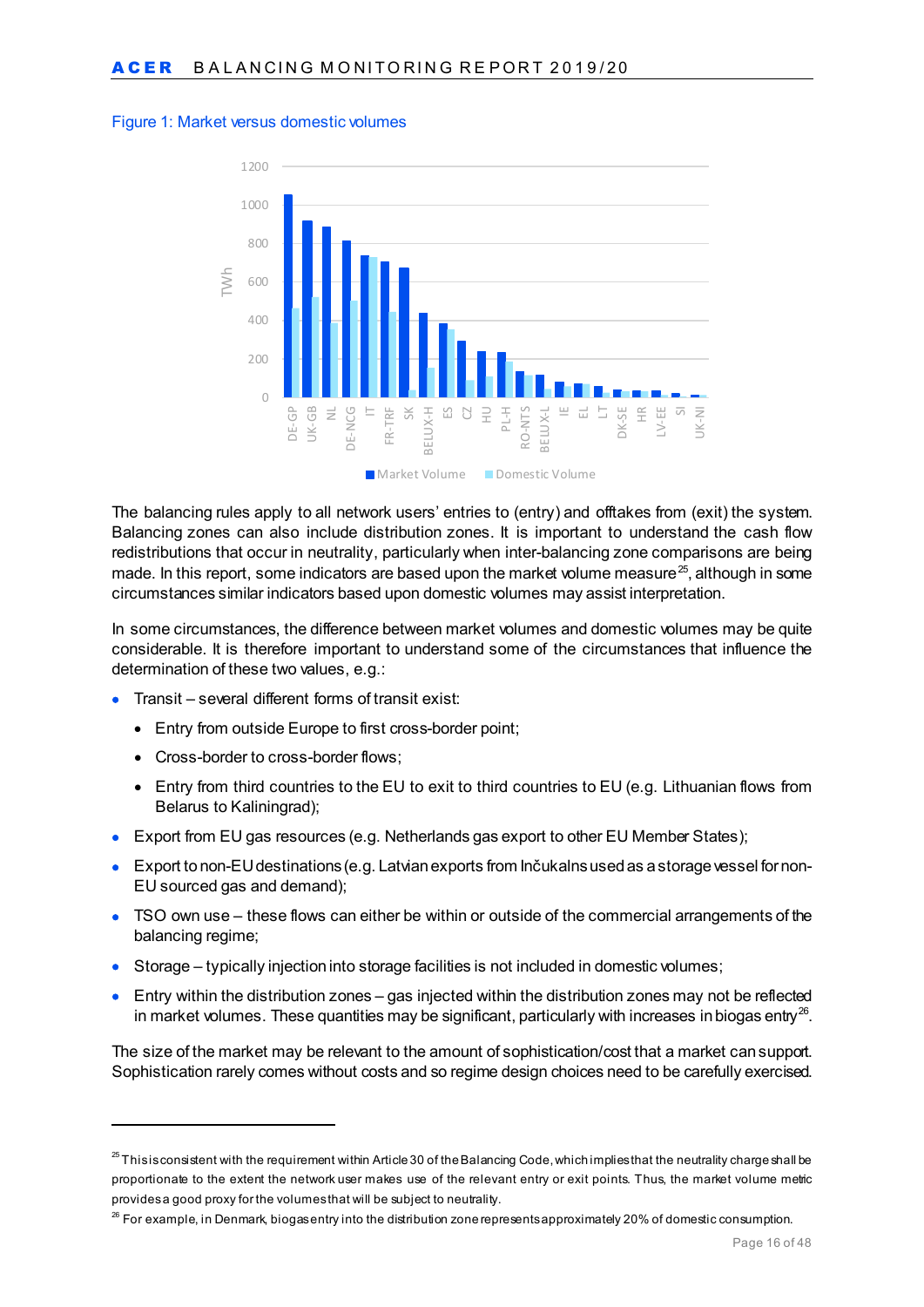Figure 1: Market versus domestic volumes

The balancing rules apply to all network users' entries to (entry) and offtakes from (exit) the system. Balancing zones can also include distribution zones. It is important to understand the cash flow redistributions that occur in neutrality, particularly when inter-balancing zone comparisons are being made. In this report, some indicators are based upon the market volume measure[25], although in some circumstances similar indicators based upon domestic volumes may assist interpretation.

In some circumstances, the difference between market volumes and domestic volumes may be quite considerable. It is therefore important to understand some of the circumstances that influence the determination of these two values, e.g.:

- Transit – several different forms of transit exist:
  - Entry from outside Europe to first cross-border point;
  - Cross-border to cross-border flows;
  - Entry from third countries to the EU to exit to third countries to EU (e.g. Lithuanian flows from Belarus to Kaliningrad);
- Export from EU gas resources (e.g. Netherlands gas export to other EU Member States);
- Export to non-EU destinations (e.g. Latvian exports from Inčukalns used as a storage vessel for non-EU sourced gas and demand);
- TSO own use – these flows can either be within or outside of the commercial arrangements of the balancing regime;
- Storage – typically injection into storage facilities is not included in domestic volumes;
- Entry within the distribution zones – gas injected within the distribution zones may not be reflected in market volumes. These quantities may be significant, particularly with increases in biogas entry[26].

The size of the market may be relevant to the amount of sophistication/cost that a market can support. Sophistication rarely comes without costs and so regime design choices need to be carefully exercised.

---

[25] This is consistent with the requirement within Article 30 of the Balancing Code, which implies that the neutrality charge shall be proportionate to the extent the network user makes use of the relevant entry or exit points. Thus, the market volume metric provides a good proxy for the volumes that will be subject to neutrality.

[26] For example, in Denmark, biogas entry into the distribution zone represents approximately 20% of domestic consumption.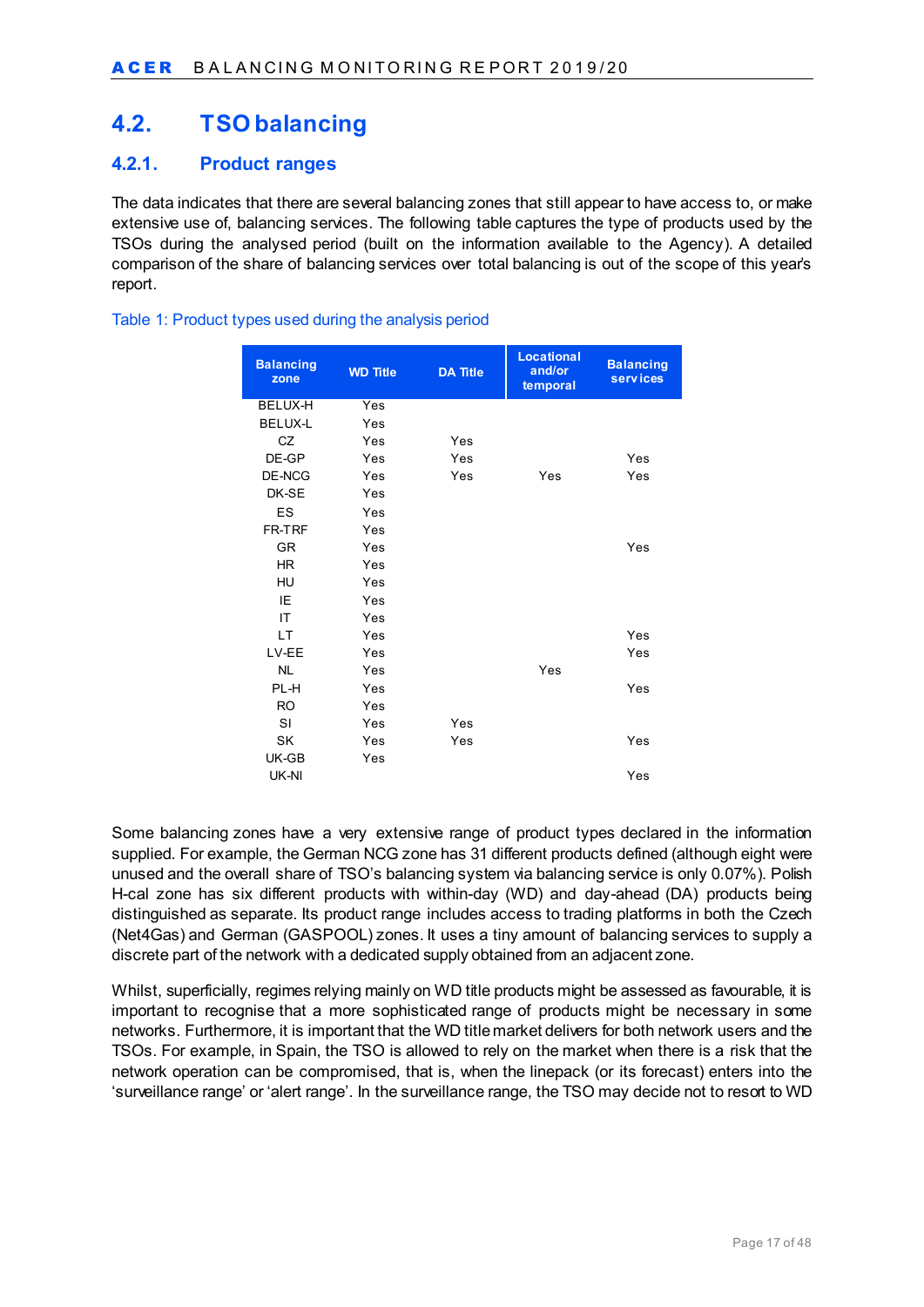## 4.2. TSO balancing

### 4.2.1. Product ranges

The data indicates that there are several balancing zones that still appear to have access to, or make extensive use of, balancing services. The following table captures the type of products used by the TSOs during the analysed period (built on the information available to the Agency). A detailed comparison of the share of balancing services over total balancing is out of the scope of this year's report.

Table 1: Product types used during the analysis period

| Balancing zone | WD Title | DA Title | Locational and/or temporal | Balancing services |
|---|---|---|---|---|
| BELUX-H | Yes | | | |
| BELUX-L | Yes | | | |
| CZ | Yes | Yes | | |
| DE-GP | Yes | Yes | | Yes |
| DE-NCG | Yes | Yes | Yes | Yes |
| DK-SE | Yes | | | |
| ES | Yes | | | |
| FR-TRF | Yes | | | |
| GR | Yes | | | Yes |
| HR | Yes | | | |
| HU | Yes | | | |
| IE | Yes | | | |
| IT | Yes | | | |
| LT | Yes | | | Yes |
| LV-EE | Yes | | | Yes |
| NL | Yes | | Yes | |
| PL-H | Yes | | | Yes |
| RO | Yes | | | |
| SI | Yes | Yes | | |
| SK | Yes | Yes | | Yes |
| UK-GB | Yes | | | |
| UK-NI | | | | Yes |

Some balancing zones have a very extensive range of product types declared in the information supplied. For example, the German NCG zone has 31 different products defined (although eight were unused and the overall share of TSO's balancing system via balancing service is only 0.07%). Polish H-cal zone has six different products with within-day (WD) and day-ahead (DA) products being distinguished as separate. Its product range includes access to trading platforms in both the Czech (Net4Gas) and German (GASPOOL) zones. It uses a tiny amount of balancing services to supply a discrete part of the network with a dedicated supply obtained from an adjacent zone.

Whilst, superficially, regimes relying mainly on WD title products might be assessed as favourable, it is important to recognise that a more sophisticated range of products might be necessary in some networks. Furthermore, it is important that the WD title market delivers for both network users and the TSOs. For example, in Spain, the TSO is allowed to rely on the market when there is a risk that the network operation can be compromised, that is, when the linepack (or its forecast) enters into the 'surveillance range' or 'alert range'. In the surveillance range, the TSO may decide not to resort to WD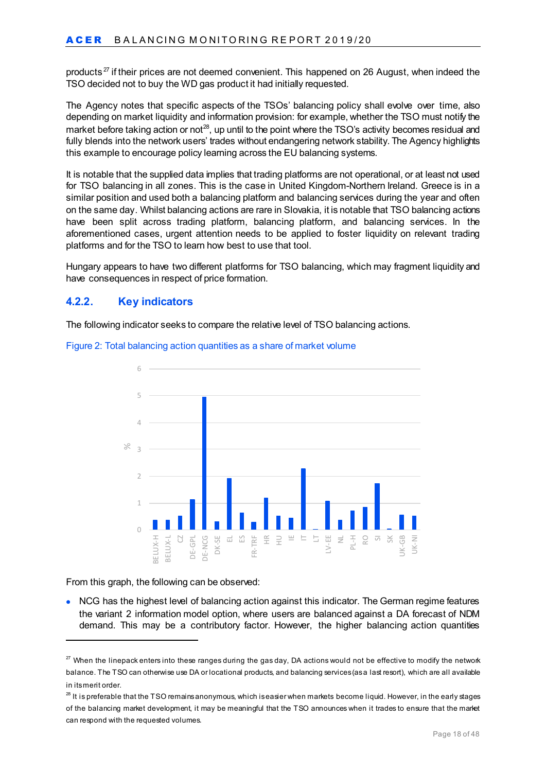products[27] if their prices are not deemed convenient. This happened on 26 August, when indeed the TSO decided not to buy the WD gas product it had initially requested.

The Agency notes that specific aspects of the TSOs' balancing policy shall evolve over time, also depending on market liquidity and information provision: for example, whether the TSO must notify the market before taking action or not[28], up until to the point where the TSO's activity becomes residual and fully blends into the network users' trades without endangering network stability. The Agency highlights this example to encourage policy learning across the EU balancing systems.

It is notable that the supplied data implies that trading platforms are not operational, or at least not used for TSO balancing in all zones. This is the case in United Kingdom-Northern Ireland. Greece is in a similar position and used both a balancing platform and balancing services during the year and often on the same day. Whilst balancing actions are rare in Slovakia, it is notable that TSO balancing actions have been split across trading platform, balancing platform, and balancing services. In the aforementioned cases, urgent attention needs to be applied to foster liquidity on relevant trading platforms and for the TSO to learn how best to use that tool.

Hungary appears to have two different platforms for TSO balancing, which may fragment liquidity and have consequences in respect of price formation.

### 4.2.2. Key indicators

The following indicator seeks to compare the relative level of TSO balancing actions.

Figure 2: Total balancing action quantities as a share of market volume

From this graph, the following can be observed:

- NCG has the highest level of balancing action against this indicator. The German regime features the variant 2 information model option, where users are balanced against a DA forecast of NDM demand. This may be a contributory factor. However, the higher balancing action quantities

---

[27] When the linepack enters into these ranges during the gas day, DA actions would not be effective to modify the network balance. The TSO can otherwise use DA or locational products, and balancing services (as a last resort), which are all available in its merit order.

[28] It is preferable that the TSO remains anonymous, which is easier when markets become liquid. However, in the early stages of the balancing market development, it may be meaningful that the TSO announces when it trades to ensure that the market can respond with the requested volumes.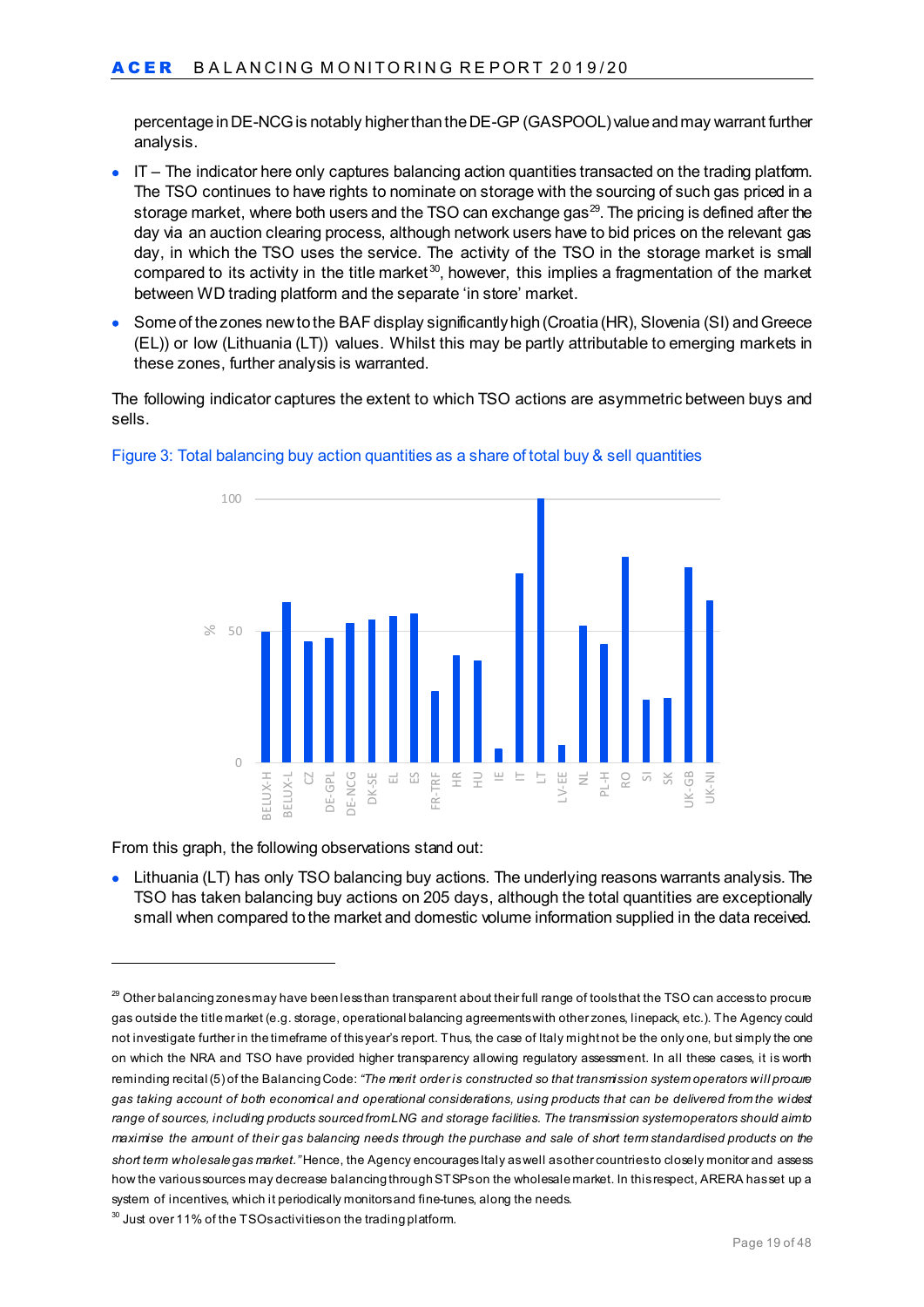percentage in DE-NCG is notably higher than the DE-GP (GASPOOL) value and may warrant further analysis.

- IT – The indicator here only captures balancing action quantities transacted on the trading platform. The TSO continues to have rights to nominate on storage with the sourcing of such gas priced in a storage market, where both users and the TSO can exchange gas[29]. The pricing is defined after the day via an auction clearing process, although network users have to bid prices on the relevant gas day, in which the TSO uses the service. The activity of the TSO in the storage market is small compared to its activity in the title market[30], however, this implies a fragmentation of the market between WD trading platform and the separate 'in store' market.
- Some of the zones new to the BAF display significantly high (Croatia (HR), Slovenia (SI) and Greece (EL)) or low (Lithuania (LT)) values. Whilst this may be partly attributable to emerging markets in these zones, further analysis is warranted.

The following indicator captures the extent to which TSO actions are asymmetric between buys and sells.

Figure 3: Total balancing buy action quantities as a share of total buy & sell quantities

From this graph, the following observations stand out:

- Lithuania (LT) has only TSO balancing buy actions. The underlying reasons warrants analysis. The TSO has taken balancing buy actions on 205 days, although the total quantities are exceptionally small when compared to the market and domestic volume information supplied in the data received.

---

[29] Other balancing zones may have been less than transparent about their full range of tools that the TSO can access to procure gas outside the title market (e.g. storage, operational balancing agreements with other zones, linepack, etc.). The Agency could not investigate further in the timeframe of this year's report. Thus, the case of Italy might not be the only one, but simply the one on which the NRA and TSO have provided higher transparency allowing regulatory assessment. In all these cases, it is worth reminding recital (5) of the Balancing Code: *"The merit order is constructed so that transmission system operators will procure gas taking account of both economical and operational considerations, using products that can be delivered from the widest range of sources, including products sourced from LNG and storage facilities. The transmission system operators should aim to maximise the amount of their gas balancing needs through the purchase and sale of short term standardised products on the short term wholesale gas market."* Hence, the Agency encourages Italy as well as other countries to closely monitor and assess how the various sources may decrease balancing through STSPs on the wholesale market. In this respect, ARERA has set up a system of incentives, which it periodically monitors and fine-tunes, along the needs.

[30] Just over 11% of the TSOs activities on the trading platform.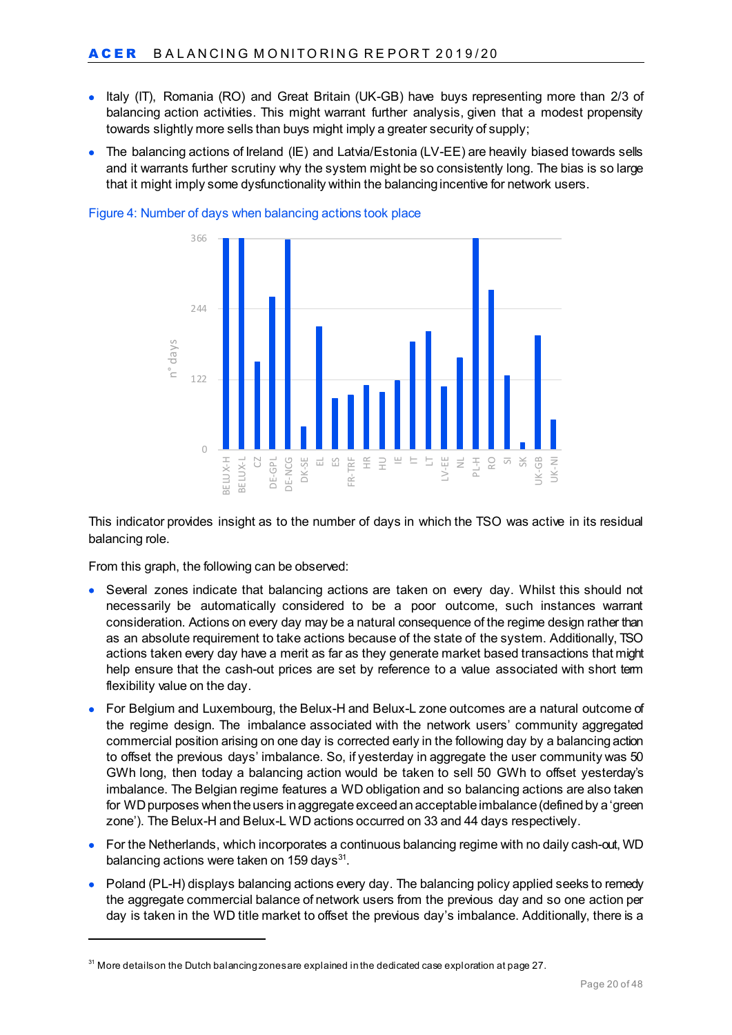- Italy (IT), Romania (RO) and Great Britain (UK-GB) have buys representing more than 2/3 of balancing action activities. This might warrant further analysis, given that a modest propensity towards slightly more sells than buys might imply a greater security of supply;
- The balancing actions of Ireland (IE) and Latvia/Estonia (LV-EE) are heavily biased towards sells and it warrants further scrutiny why the system might be so consistently long. The bias is so large that it might imply some dysfunctionality within the balancing incentive for network users.

Figure 4: Number of days when balancing actions took place

This indicator provides insight as to the number of days in which the TSO was active in its residual balancing role.

From this graph, the following can be observed:

- Several zones indicate that balancing actions are taken on every day. Whilst this should not necessarily be automatically considered to be a poor outcome, such instances warrant consideration. Actions on every day may be a natural consequence of the regime design rather than as an absolute requirement to take actions because of the state of the system. Additionally, TSO actions taken every day have a merit as far as they generate market based transactions that might help ensure that the cash-out prices are set by reference to a value associated with short term flexibility value on the day.
- For Belgium and Luxembourg, the Belux-H and Belux-L zone outcomes are a natural outcome of the regime design. The imbalance associated with the network users' community aggregated commercial position arising on one day is corrected early in the following day by a balancing action to offset the previous days' imbalance. So, if yesterday in aggregate the user community was 50 GWh long, then today a balancing action would be taken to sell 50 GWh to offset yesterday's imbalance. The Belgian regime features a WD obligation and so balancing actions are also taken for WD purposes when the users in aggregate exceed an acceptable imbalance (defined by a 'green zone'). The Belux-H and Belux-L WD actions occurred on 33 and 44 days respectively.
- For the Netherlands, which incorporates a continuous balancing regime with no daily cash-out, WD balancing actions were taken on 159 days[31].
- Poland (PL-H) displays balancing actions every day. The balancing policy applied seeks to remedy the aggregate commercial balance of network users from the previous day and so one action per day is taken in the WD title market to offset the previous day's imbalance. Additionally, there is a

[31] More details on the Dutch balancing zones are explained in the dedicated case exploration at page 27.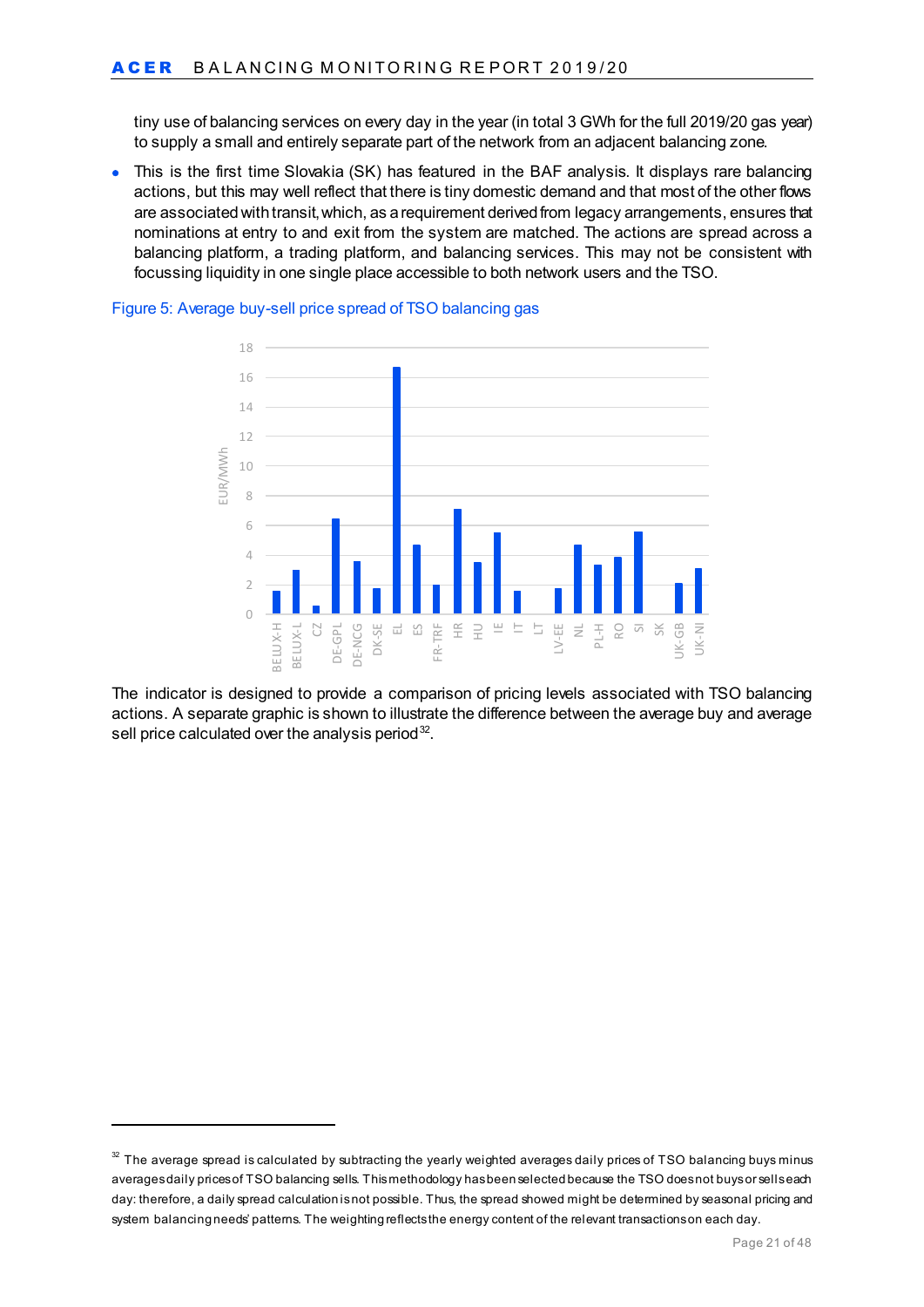tiny use of balancing services on every day in the year (in total 3 GWh for the full 2019/20 gas year) to supply a small and entirely separate part of the network from an adjacent balancing zone.

- This is the first time Slovakia (SK) has featured in the BAF analysis. It displays rare balancing actions, but this may well reflect that there is tiny domestic demand and that most of the other flows are associated with transit, which, as a requirement derived from legacy arrangements, ensures that nominations at entry to and exit from the system are matched. The actions are spread across a balancing platform, a trading platform, and balancing services. This may not be consistent with focussing liquidity in one single place accessible to both network users and the TSO.

Figure 5: Average buy-sell price spread of TSO balancing gas

The indicator is designed to provide a comparison of pricing levels associated with TSO balancing actions. A separate graphic is shown to illustrate the difference between the average buy and average sell price calculated over the analysis period[32].

[32] The average spread is calculated by subtracting the yearly weighted averages daily prices of TSO balancing buys minus averages daily prices of TSO balancing sells. This methodology has been selected because the TSO does not buys or sells each day: therefore, a daily spread calculation is not possible. Thus, the spread showed might be determined by seasonal pricing and system balancing needs' patterns. The weighting reflects the energy content of the relevant transactions on each day.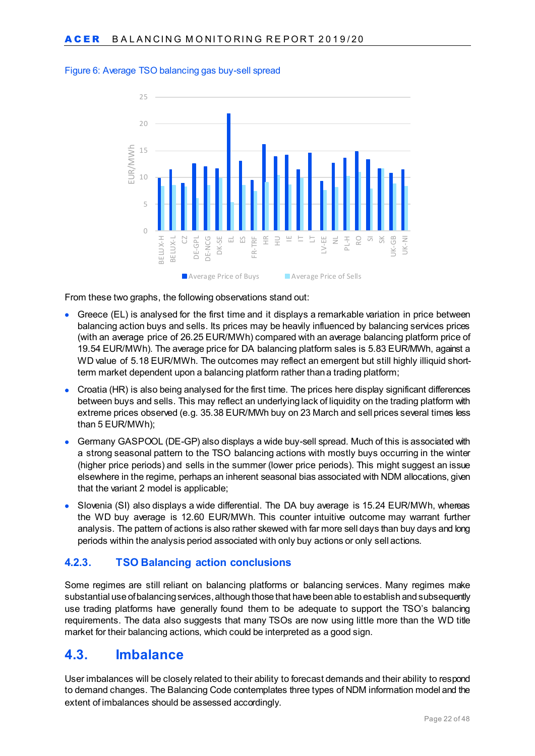Figure 6: Average TSO balancing gas buy-sell spread

From these two graphs, the following observations stand out:

- Greece (EL) is analysed for the first time and it displays a remarkable variation in price between balancing action buys and sells. Its prices may be heavily influenced by balancing services prices (with an average price of 26.25 EUR/MWh) compared with an average balancing platform price of 19.54 EUR/MWh). The average price for DA balancing platform sales is 5.83 EUR/MWh, against a WD value of 5.18 EUR/MWh. The outcomes may reflect an emergent but still highly illiquid short-term market dependent upon a balancing platform rather than a trading platform;
- Croatia (HR) is also being analysed for the first time. The prices here display significant differences between buys and sells. This may reflect an underlying lack of liquidity on the trading platform with extreme prices observed (e.g. 35.38 EUR/MWh buy on 23 March and sell prices several times less than 5 EUR/MWh);
- Germany GASPOOL (DE-GP) also displays a wide buy-sell spread. Much of this is associated with a strong seasonal pattern to the TSO balancing actions with mostly buys occurring in the winter (higher price periods) and sells in the summer (lower price periods). This might suggest an issue elsewhere in the regime, perhaps an inherent seasonal bias associated with NDM allocations, given that the variant 2 model is applicable;
- Slovenia (SI) also displays a wide differential. The DA buy average is 15.24 EUR/MWh, whereas the WD buy average is 12.60 EUR/MWh. This counter intuitive outcome may warrant further analysis. The pattern of actions is also rather skewed with far more sell days than buy days and long periods within the analysis period associated with only buy actions or only sell actions.

### 4.2.3. TSO Balancing action conclusions

Some regimes are still reliant on balancing platforms or balancing services. Many regimes make substantial use of balancing services, although those that have been able to establish and subsequently use trading platforms have generally found them to be adequate to support the TSO's balancing requirements. The data also suggests that many TSOs are now using little more than the WD title market for their balancing actions, which could be interpreted as a good sign.

## 4.3. Imbalance

User imbalances will be closely related to their ability to forecast demands and their ability to respond to demand changes. The Balancing Code contemplates three types of NDM information model and the extent of imbalances should be assessed accordingly.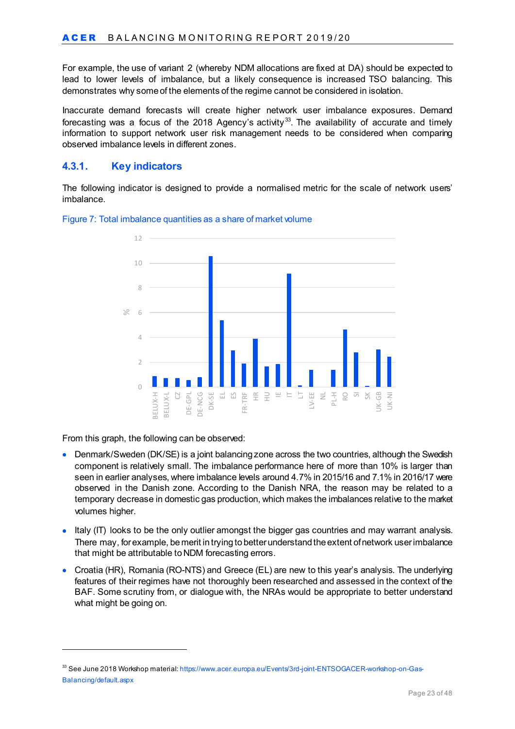For example, the use of variant 2 (whereby NDM allocations are fixed at DA) should be expected to lead to lower levels of imbalance, but a likely consequence is increased TSO balancing. This demonstrates why some of the elements of the regime cannot be considered in isolation.

Inaccurate demand forecasts will create higher network user imbalance exposures. Demand forecasting was a focus of the 2018 Agency's activity[33]. The availability of accurate and timely information to support network user risk management needs to be considered when comparing observed imbalance levels in different zones.

### 4.3.1. Key indicators

The following indicator is designed to provide a normalised metric for the scale of network users' imbalance.

Figure 7: Total imbalance quantities as a share of market volume

From this graph, the following can be observed:

- Denmark/Sweden (DK/SE) is a joint balancing zone across the two countries, although the Swedish component is relatively small. The imbalance performance here of more than 10% is larger than seen in earlier analyses, where imbalance levels around 4.7% in 2015/16 and 7.1% in 2016/17 were observed in the Danish zone. According to the Danish NRA, the reason may be related to a temporary decrease in domestic gas production, which makes the imbalances relative to the market volumes higher.
- Italy (IT) looks to be the only outlier amongst the bigger gas countries and may warrant analysis. There may, for example, be merit in trying to better understand the extent of network user imbalance that might be attributable to NDM forecasting errors.
- Croatia (HR), Romania (RO-NTS) and Greece (EL) are new to this year's analysis. The underlying features of their regimes have not thoroughly been researched and assessed in the context of the BAF. Some scrutiny from, or dialogue with, the NRAs would be appropriate to better understand what might be going on.

[33] See June 2018 Workshop material: https://www.acer.europa.eu/Events/3rd-joint-ENTSOGACER-workshop-on-Gas-Balancing/default.aspx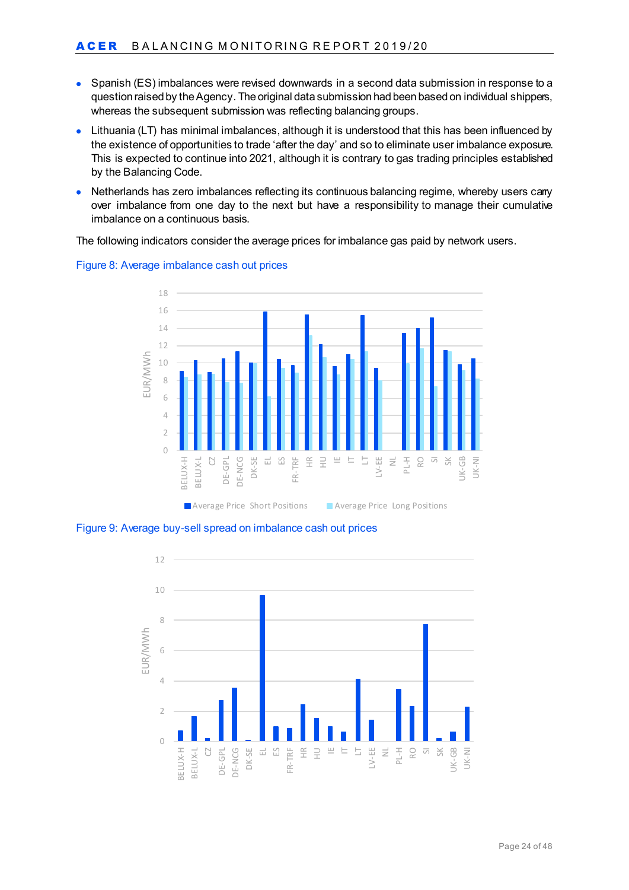- Spanish (ES) imbalances were revised downwards in a second data submission in response to a question raised by the Agency. The original data submission had been based on individual shippers, whereas the subsequent submission was reflecting balancing groups.
- Lithuania (LT) has minimal imbalances, although it is understood that this has been influenced by the existence of opportunities to trade 'after the day' and so to eliminate user imbalance exposure. This is expected to continue into 2021, although it is contrary to gas trading principles established by the Balancing Code.
- Netherlands has zero imbalances reflecting its continuous balancing regime, whereby users carry over imbalance from one day to the next but have a responsibility to manage their cumulative imbalance on a continuous basis.

The following indicators consider the average prices for imbalance gas paid by network users.

Figure 8: Average imbalance cash out prices

Figure 9: Average buy-sell spread on imbalance cash out prices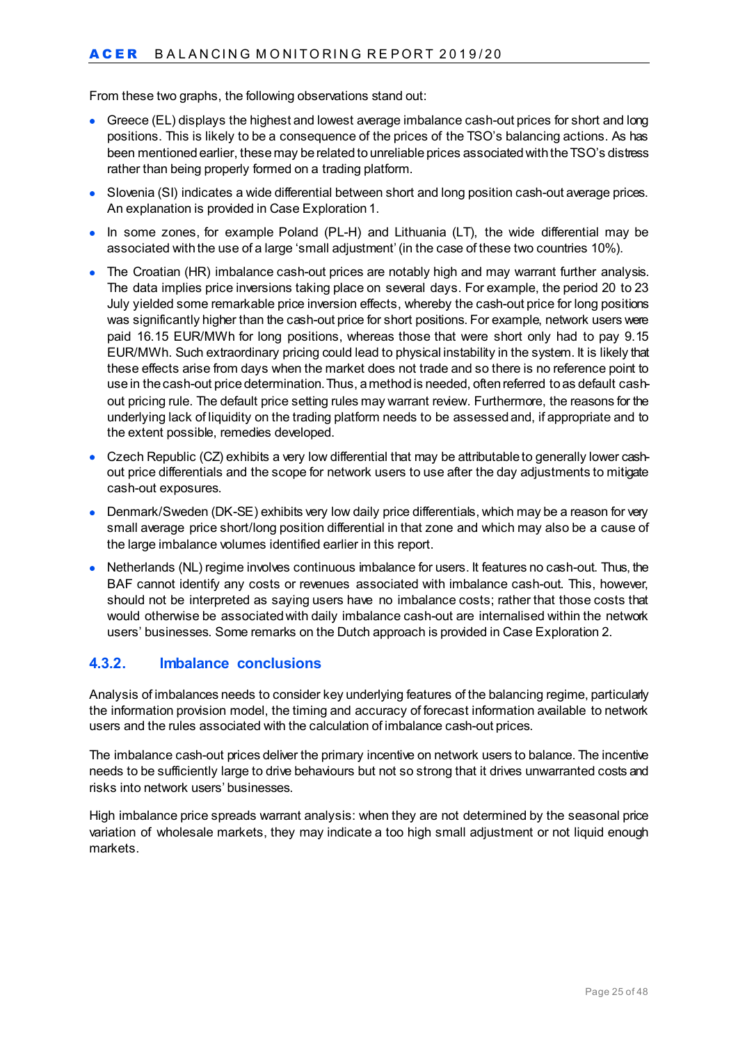From these two graphs, the following observations stand out:

- Greece (EL) displays the highest and lowest average imbalance cash-out prices for short and long positions. This is likely to be a consequence of the prices of the TSO's balancing actions. As has been mentioned earlier, these may be related to unreliable prices associated with the TSO's distress rather than being properly formed on a trading platform.
- Slovenia (SI) indicates a wide differential between short and long position cash-out average prices. An explanation is provided in Case Exploration 1.
- In some zones, for example Poland (PL-H) and Lithuania (LT), the wide differential may be associated with the use of a large 'small adjustment' (in the case of these two countries 10%).
- The Croatian (HR) imbalance cash-out prices are notably high and may warrant further analysis. The data implies price inversions taking place on several days. For example, the period 20 to 23 July yielded some remarkable price inversion effects, whereby the cash-out price for long positions was significantly higher than the cash-out price for short positions. For example, network users were paid 16.15 EUR/MWh for long positions, whereas those that were short only had to pay 9.15 EUR/MWh. Such extraordinary pricing could lead to physical instability in the system. It is likely that these effects arise from days when the market does not trade and so there is no reference point to use in the cash-out price determination. Thus, a method is needed, often referred to as default cash-out pricing rule. The default price setting rules may warrant review. Furthermore, the reasons for the underlying lack of liquidity on the trading platform needs to be assessed and, if appropriate and to the extent possible, remedies developed.
- Czech Republic (CZ) exhibits a very low differential that may be attributable to generally lower cash-out price differentials and the scope for network users to use after the day adjustments to mitigate cash-out exposures.
- Denmark/Sweden (DK-SE) exhibits very low daily price differentials, which may be a reason for very small average price short/long position differential in that zone and which may also be a cause of the large imbalance volumes identified earlier in this report.
- Netherlands (NL) regime involves continuous imbalance for users. It features no cash-out. Thus, the BAF cannot identify any costs or revenues associated with imbalance cash-out. This, however, should not be interpreted as saying users have no imbalance costs; rather that those costs that would otherwise be associated with daily imbalance cash-out are internalised within the network users' businesses. Some remarks on the Dutch approach is provided in Case Exploration 2.

### 4.3.2. Imbalance conclusions

Analysis of imbalances needs to consider key underlying features of the balancing regime, particularly the information provision model, the timing and accuracy of forecast information available to network users and the rules associated with the calculation of imbalance cash-out prices.

The imbalance cash-out prices deliver the primary incentive on network users to balance. The incentive needs to be sufficiently large to drive behaviours but not so strong that it drives unwarranted costs and risks into network users' businesses.

High imbalance price spreads warrant analysis: when they are not determined by the seasonal price variation of wholesale markets, they may indicate a too high small adjustment or not liquid enough markets.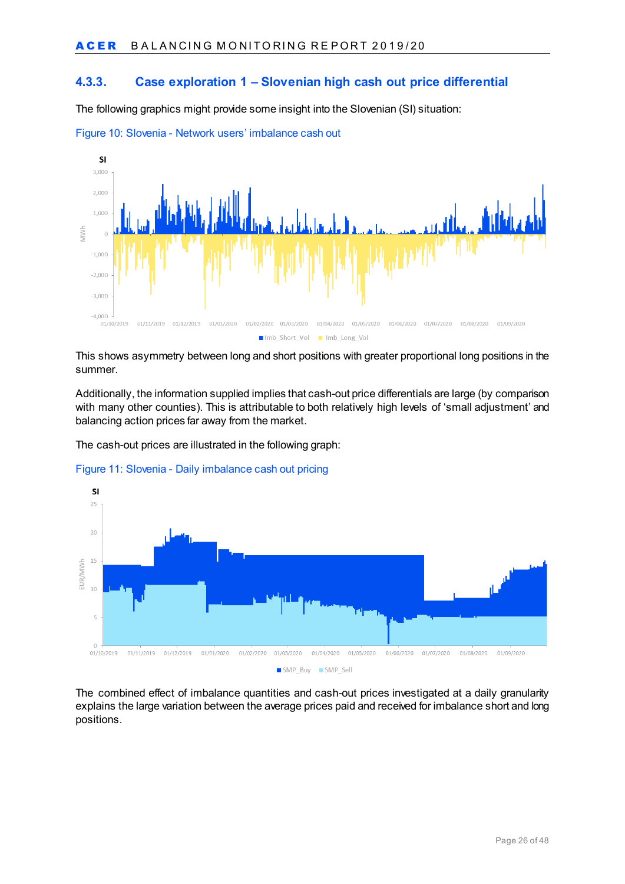### 4.3.3. Case exploration 1 – Slovenian high cash out price differential

The following graphics might provide some insight into the Slovenian (SI) situation:

Figure 10: Slovenia - Network users' imbalance cash out

This shows asymmetry between long and short positions with greater proportional long positions in the summer.

Additionally, the information supplied implies that cash-out price differentials are large (by comparison with many other counties). This is attributable to both relatively high levels of 'small adjustment' and balancing action prices far away from the market.

The cash-out prices are illustrated in the following graph:

Figure 11: Slovenia - Daily imbalance cash out pricing

The combined effect of imbalance quantities and cash-out prices investigated at a daily granularity explains the large variation between the average prices paid and received for imbalance short and long positions.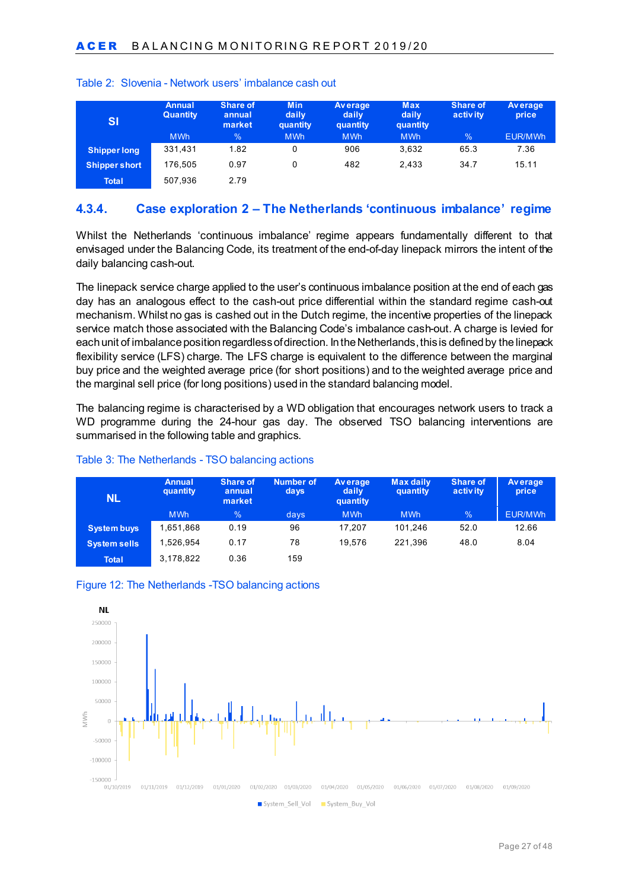Table 2: Slovenia - Network users' imbalance cash out

| SI | Annual Quantity | Share of annual market | Min daily quantity | Average daily quantity | Max daily quantity | Share of activity | Average price |
|---|---|---|---|---|---|---|---|
| | MWh | % | MWh | MWh | MWh | % | EUR/MWh |
| **Shipper long** | 331,431 | 1.82 | 0 | 906 | 3,632 | 65.3 | 7.36 |
| **Shipper short** | 176,505 | 0.97 | 0 | 482 | 2,433 | 34.7 | 15.11 |
| **Total** | 507,936 | 2.79 | | | | | |

### 4.3.4. Case exploration 2 – The Netherlands 'continuous imbalance' regime

Whilst the Netherlands 'continuous imbalance' regime appears fundamentally different to that envisaged under the Balancing Code, its treatment of the end-of-day linepack mirrors the intent of the daily balancing cash-out.

The linepack service charge applied to the user's continuous imbalance position at the end of each gas day has an analogous effect to the cash-out price differential within the standard regime cash-out mechanism. Whilst no gas is cashed out in the Dutch regime, the incentive properties of the linepack service match those associated with the Balancing Code's imbalance cash-out. A charge is levied for each unit of imbalance position regardless of direction. In the Netherlands, this is defined by the linepack flexibility service (LFS) charge. The LFS charge is equivalent to the difference between the marginal buy price and the weighted average price (for short positions) and to the weighted average price and the marginal sell price (for long positions) used in the standard balancing model.

The balancing regime is characterised by a WD obligation that encourages network users to track a WD programme during the 24-hour gas day. The observed TSO balancing interventions are summarised in the following table and graphics.

Table 3: The Netherlands - TSO balancing actions

| NL | Annual quantity | Share of annual market | Number of days | Average daily quantity | Max daily quantity | Share of activity | Average price |
|---|---|---|---|---|---|---|---|
| | MWh | % | days | MWh | MWh | % | EUR/MWh |
| **System buys** | 1,651,868 | 0.19 | 96 | 17,207 | 101,246 | 52.0 | 12.66 |
| **System sells** | 1,526,954 | 0.17 | 78 | 19,576 | 221,396 | 48.0 | 8.04 |
| **Total** | 3,178,822 | 0.36 | 159 | | | | |

Figure 12: The Netherlands -TSO balancing actions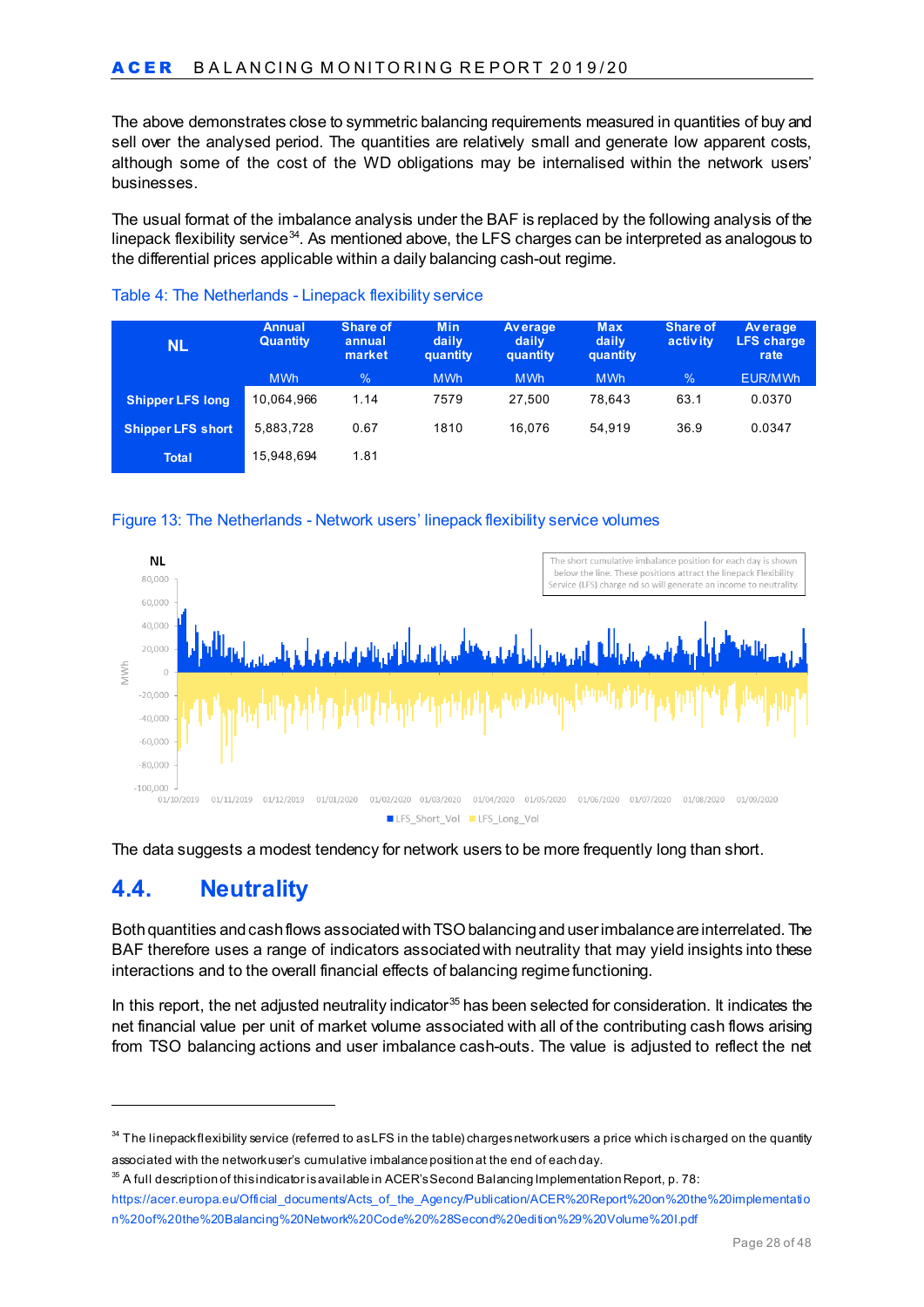The above demonstrates close to symmetric balancing requirements measured in quantities of buy and sell over the analysed period. The quantities are relatively small and generate low apparent costs, although some of the cost of the WD obligations may be internalised within the network users' businesses.

The usual format of the imbalance analysis under the BAF is replaced by the following analysis of the linepack flexibility service[34]. As mentioned above, the LFS charges can be interpreted as analogous to the differential prices applicable within a daily balancing cash-out regime.

Table 4: The Netherlands - Linepack flexibility service

| NL | Annual Quantity | Share of annual market | Min daily quantity | Average daily quantity | Max daily quantity | Share of activity | Average LFS charge rate |
|---|---|---|---|---|---|---|---|
| | MWh | % | MWh | MWh | MWh | % | EUR/MWh |
| Shipper LFS long | 10,064,966 | 1.14 | 7579 | 27,500 | 78,643 | 63.1 | 0.0370 |
| Shipper LFS short | 5,883,728 | 0.67 | 1810 | 16,076 | 54,919 | 36.9 | 0.0347 |
| Total | 15,948,694 | 1.81 | | | | | |

Figure 13: The Netherlands - Network users' linepack flexibility service volumes

The data suggests a modest tendency for network users to be more frequently long than short.

## 4.4. Neutrality

Both quantities and cash flows associated with TSO balancing and user imbalance are interrelated. The BAF therefore uses a range of indicators associated with neutrality that may yield insights into these interactions and to the overall financial effects of balancing regime functioning.

In this report, the net adjusted neutrality indicator[35] has been selected for consideration. It indicates the net financial value per unit of market volume associated with all of the contributing cash flows arising from TSO balancing actions and user imbalance cash-outs. The value is adjusted to reflect the net

---

[34] The linepack flexibility service (referred to as LFS in the table) charges network users a price which is charged on the quantity associated with the network user's cumulative imbalance position at the end of each day.

[35] A full description of this indicator is available in ACER's Second Balancing Implementation Report, p. 78: https://acer.europa.eu/Official_documents/Acts_of_the_Agency/Publication/ACER%20Report%20on%20the%20implementation%20of%20the%20Balancing%20Network%20Code%20%28Second%20edition%29%20Volume%20I.pdf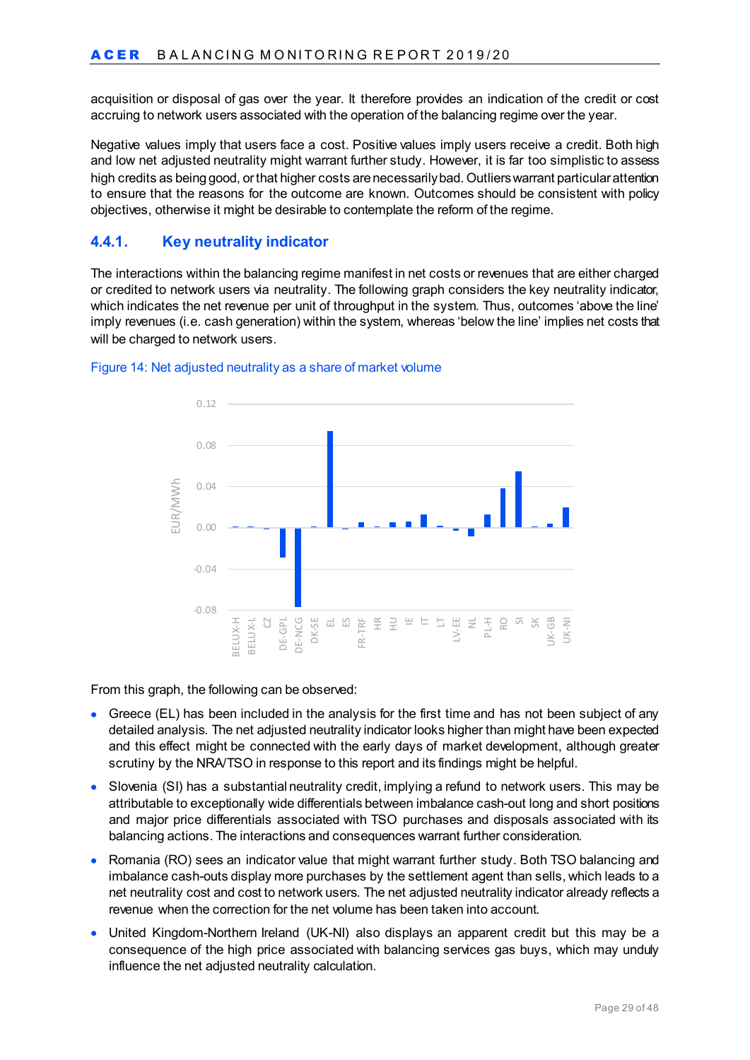acquisition or disposal of gas over the year. It therefore provides an indication of the credit or cost accruing to network users associated with the operation of the balancing regime over the year.

Negative values imply that users face a cost. Positive values imply users receive a credit. Both high and low net adjusted neutrality might warrant further study. However, it is far too simplistic to assess high credits as being good, or that higher costs are necessarily bad. Outliers warrant particular attention to ensure that the reasons for the outcome are known. Outcomes should be consistent with policy objectives, otherwise it might be desirable to contemplate the reform of the regime.

### 4.4.1. Key neutrality indicator

The interactions within the balancing regime manifest in net costs or revenues that are either charged or credited to network users via neutrality. The following graph considers the key neutrality indicator, which indicates the net revenue per unit of throughput in the system. Thus, outcomes 'above the line' imply revenues (i.e. cash generation) within the system, whereas 'below the line' implies net costs that will be charged to network users.

Figure 14: Net adjusted neutrality as a share of market volume

From this graph, the following can be observed:

- Greece (EL) has been included in the analysis for the first time and has not been subject of any detailed analysis. The net adjusted neutrality indicator looks higher than might have been expected and this effect might be connected with the early days of market development, although greater scrutiny by the NRA/TSO in response to this report and its findings might be helpful.
- Slovenia (SI) has a substantial neutrality credit, implying a refund to network users. This may be attributable to exceptionally wide differentials between imbalance cash-out long and short positions and major price differentials associated with TSO purchases and disposals associated with its balancing actions. The interactions and consequences warrant further consideration.
- Romania (RO) sees an indicator value that might warrant further study. Both TSO balancing and imbalance cash-outs display more purchases by the settlement agent than sells, which leads to a net neutrality cost and cost to network users. The net adjusted neutrality indicator already reflects a revenue when the correction for the net volume has been taken into account.
- United Kingdom-Northern Ireland (UK-NI) also displays an apparent credit but this may be a consequence of the high price associated with balancing services gas buys, which may unduly influence the net adjusted neutrality calculation.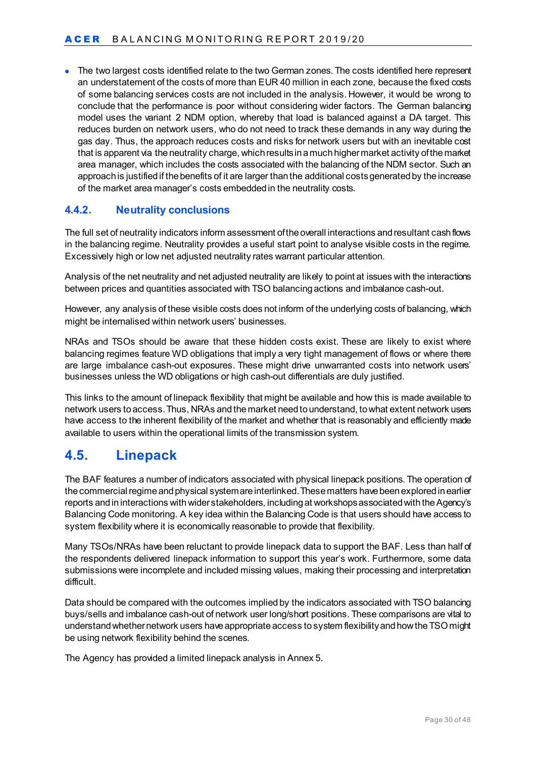- The two largest costs identified relate to the two German zones. The costs identified here represent an understatement of the costs of more than EUR 40 million in each zone, because the fixed costs of some balancing services costs are not included in the analysis. However, it would be wrong to conclude that the performance is poor without considering wider factors. The German balancing model uses the variant 2 NDM option, whereby that load is balanced against a DA target. This reduces burden on network users, who do not need to track these demands in any way during the gas day. Thus, the approach reduces costs and risks for network users but with an inevitable cost that is apparent via the neutrality charge, which results in a much higher market activity of the market area manager, which includes the costs associated with the balancing of the NDM sector. Such an approach is justified if the benefits of it are larger than the additional costs generated by the increase of the market area manager's costs embedded in the neutrality costs.

### 4.4.2. Neutrality conclusions

The full set of neutrality indicators inform assessment of the overall interactions and resultant cash flows in the balancing regime. Neutrality provides a useful start point to analyse visible costs in the regime. Excessively high or low net adjusted neutrality rates warrant particular attention.

Analysis of the net neutrality and net adjusted neutrality are likely to point at issues with the interactions between prices and quantities associated with TSO balancing actions and imbalance cash-out.

However, any analysis of these visible costs does not inform of the underlying costs of balancing, which might be internalised within network users' businesses.

NRAs and TSOs should be aware that these hidden costs exist. These are likely to exist where balancing regimes feature WD obligations that imply a very tight management of flows or where there are large imbalance cash-out exposures. These might drive unwarranted costs into network users' businesses unless the WD obligations or high cash-out differentials are duly justified.

This links to the amount of linepack flexibility that might be available and how this is made available to network users to access. Thus, NRAs and the market need to understand, to what extent network users have access to the inherent flexibility of the market and whether that is reasonably and efficiently made available to users within the operational limits of the transmission system.

## 4.5. Linepack

The BAF features a number of indicators associated with physical linepack positions. The operation of the commercial regime and physical system are interlinked. These matters have been explored in earlier reports and in interactions with wider stakeholders, including at workshops associated with the Agency's Balancing Code monitoring. A key idea within the Balancing Code is that users should have access to system flexibility where it is economically reasonable to provide that flexibility.

Many TSOs/NRAs have been reluctant to provide linepack data to support the BAF. Less than half of the respondents delivered linepack information to support this year's work. Furthermore, some data submissions were incomplete and included missing values, making their processing and interpretation difficult.

Data should be compared with the outcomes implied by the indicators associated with TSO balancing buys/sells and imbalance cash-out of network user long/short positions. These comparisons are vital to understand whether network users have appropriate access to system flexibility and how the TSO might be using network flexibility behind the scenes.

The Agency has provided a limited linepack analysis in Annex 5.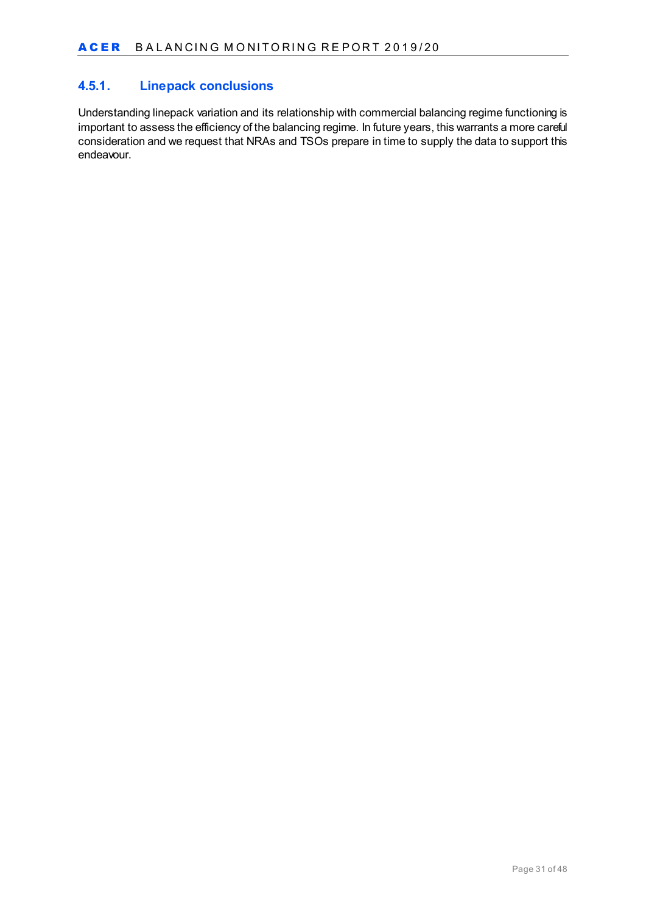### 4.5.1. Linepack conclusions

Understanding linepack variation and its relationship with commercial balancing regime functioning is important to assess the efficiency of the balancing regime. In future years, this warrants a more careful consideration and we request that NRAs and TSOs prepare in time to supply the data to support this endeavour.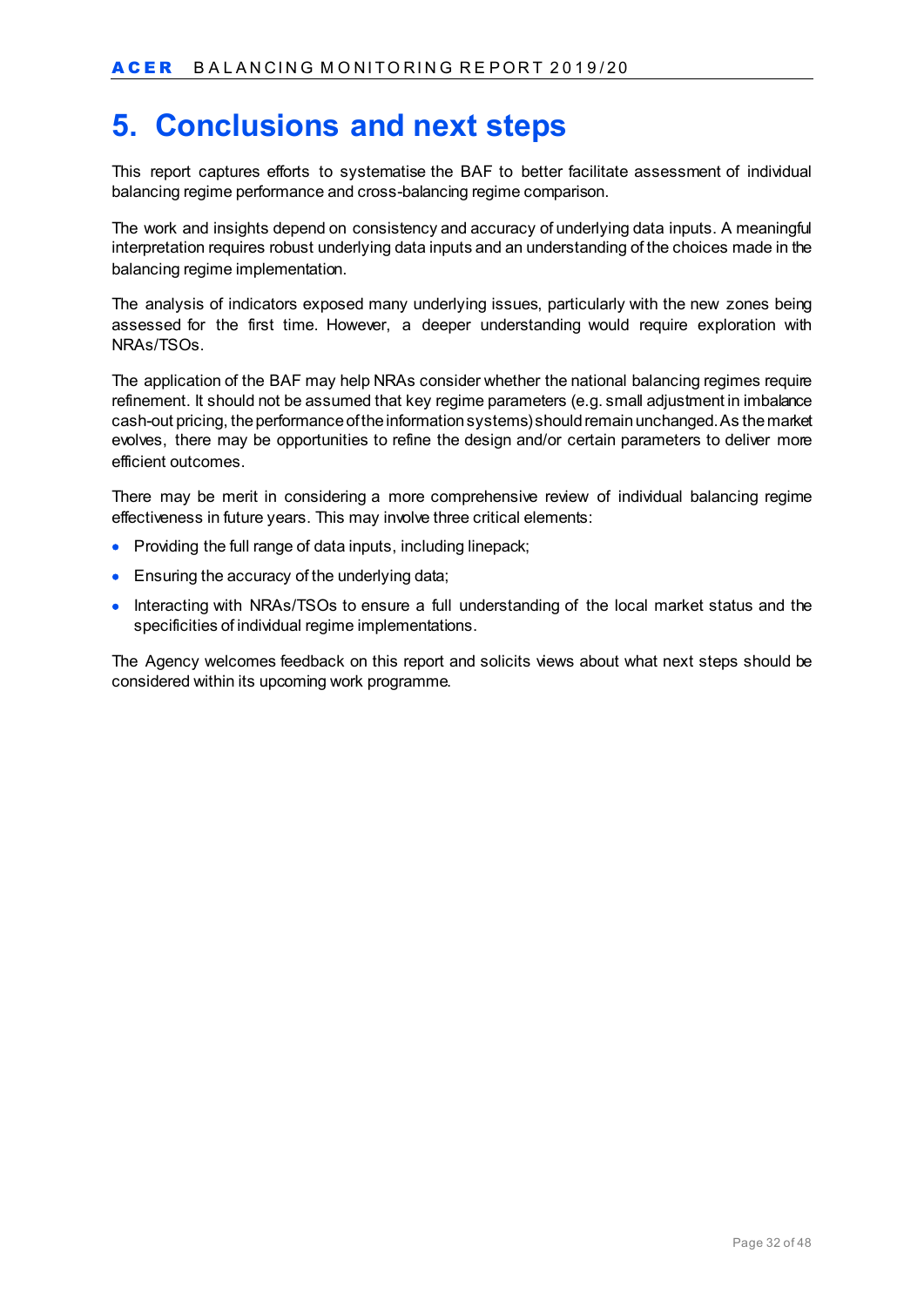# 5. Conclusions and next steps

This report captures efforts to systematise the BAF to better facilitate assessment of individual balancing regime performance and cross-balancing regime comparison.

The work and insights depend on consistency and accuracy of underlying data inputs. A meaningful interpretation requires robust underlying data inputs and an understanding of the choices made in the balancing regime implementation.

The analysis of indicators exposed many underlying issues, particularly with the new zones being assessed for the first time. However, a deeper understanding would require exploration with NRAs/TSOs.

The application of the BAF may help NRAs consider whether the national balancing regimes require refinement. It should not be assumed that key regime parameters (e.g. small adjustment in imbalance cash-out pricing, the performance of the information systems) should remain unchanged. As the market evolves, there may be opportunities to refine the design and/or certain parameters to deliver more efficient outcomes.

There may be merit in considering a more comprehensive review of individual balancing regime effectiveness in future years. This may involve three critical elements:

- Providing the full range of data inputs, including linepack;
- Ensuring the accuracy of the underlying data;
- Interacting with NRAs/TSOs to ensure a full understanding of the local market status and the specificities of individual regime implementations.

The Agency welcomes feedback on this report and solicits views about what next steps should be considered within its upcoming work programme.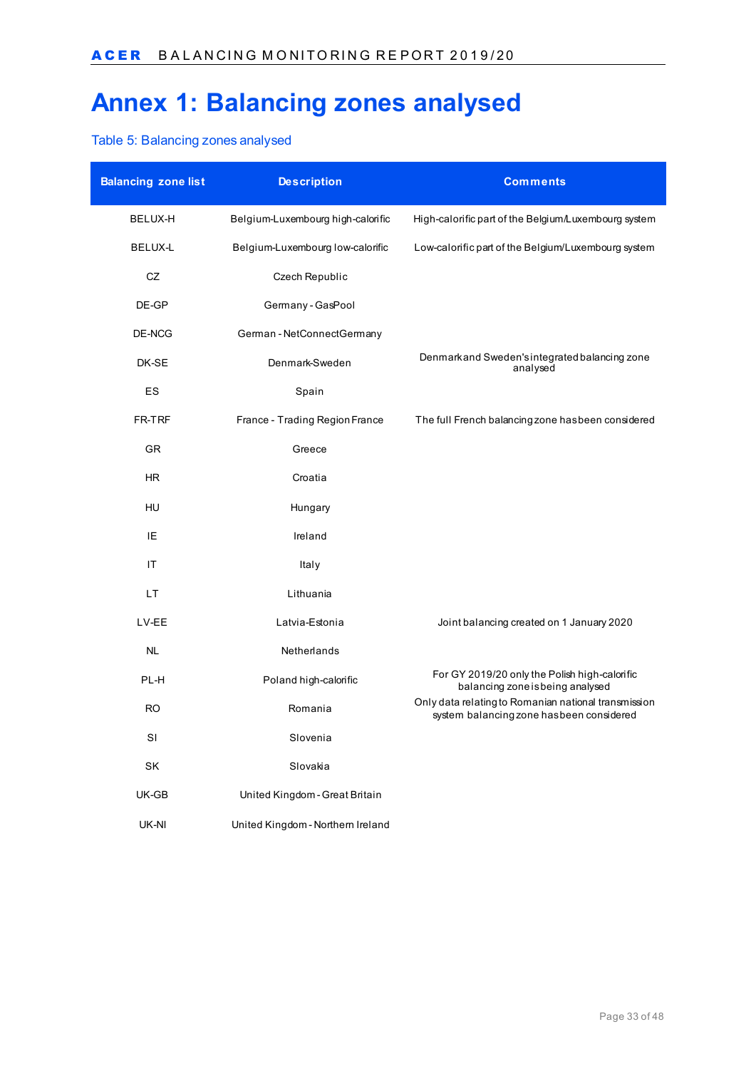# Annex 1: Balancing zones analysed

Table 5: Balancing zones analysed

| Balancing zone list | Description | Comments |
|---|---|---|
| BELUX-H | Belgium-Luxembourg high-calorific | High-calorific part of the Belgium/Luxembourg system |
| BELUX-L | Belgium-Luxembourg low-calorific | Low-calorific part of the Belgium/Luxembourg system |
| CZ | Czech Republic | |
| DE-GP | Germany - GasPool | |
| DE-NCG | German - NetConnectGermany | |
| DK-SE | Denmark-Sweden | Denmark and Sweden's integrated balancing zone analysed |
| ES | Spain | |
| FR-TRF | France - Trading Region France | The full French balancing zone has been considered |
| GR | Greece | |
| HR | Croatia | |
| HU | Hungary | |
| IE | Ireland | |
| IT | Italy | |
| LT | Lithuania | |
| LV-EE | Latvia-Estonia | Joint balancing created on 1 January 2020 |
| NL | Netherlands | |
| PL-H | Poland high-calorific | For GY 2019/20 only the Polish high-calorific balancing zone is being analysed |
| RO | Romania | Only data relating to Romanian national transmission system balancing zone has been considered |
| SI | Slovenia | |
| SK | Slovakia | |
| UK-GB | United Kingdom - Great Britain | |
| UK-NI | United Kingdom - Northern Ireland | |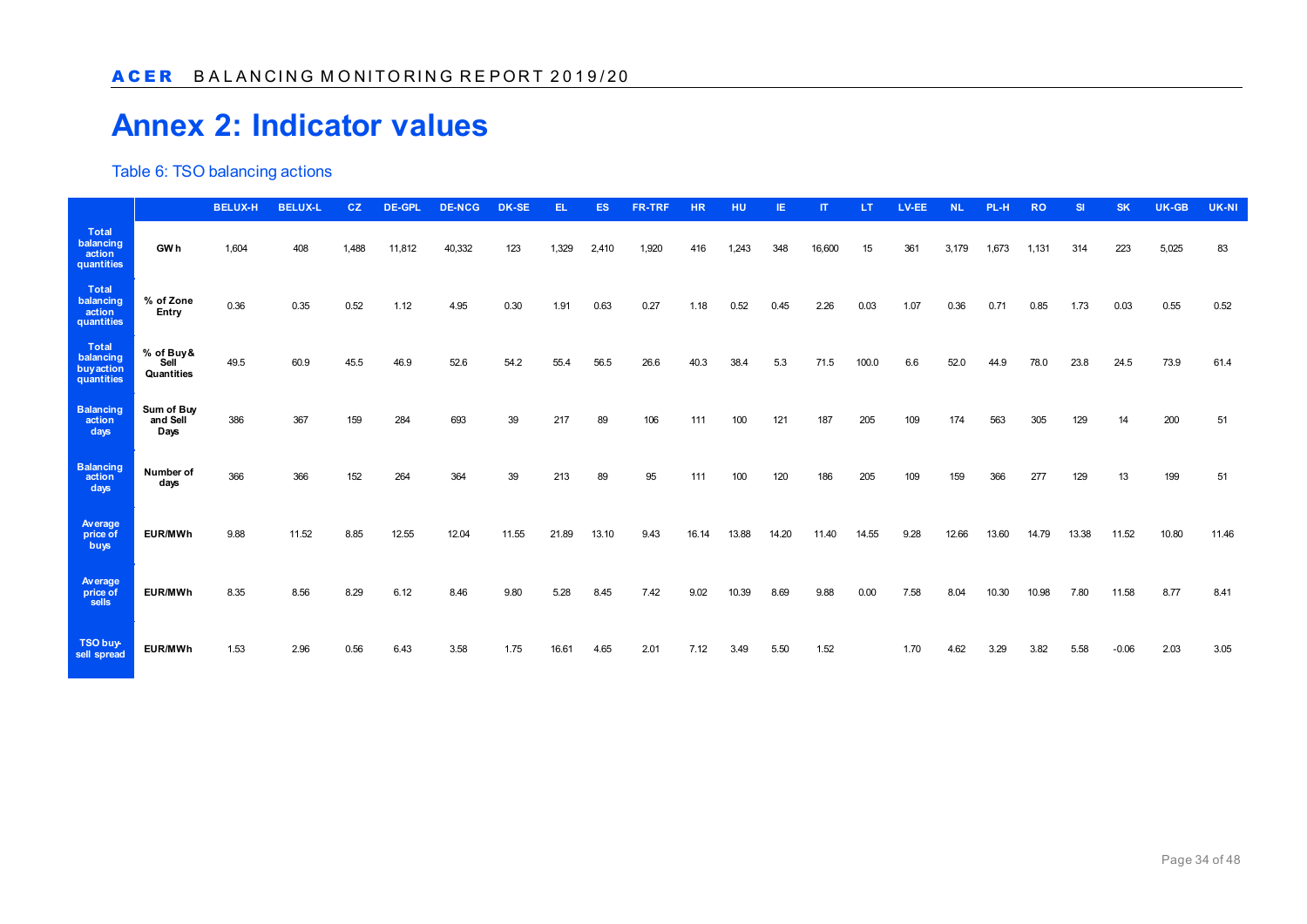# Annex 2: Indicator values

Table 6: TSO balancing actions

| | | BELUX-H | BELUX-L | CZ | DE-GPL | DE-NCG | DK-SE | EL | ES | FR-TRF | HR | HU | IE | IT | LT | LV-EE | NL | PL-H | RO | SI | SK | UK-GB | UK-NI |
|---|---|---|---|---|---|---|---|---|---|---|---|---|---|---|---|---|---|---|---|---|---|---|---|
| Total balancing action quantities | GWh | 1,604 | 408 | 1,488 | 11,812 | 40,332 | 123 | 1,329 | 2,410 | 1,920 | 416 | 1,243 | 348 | 16,600 | 15 | 361 | 3,179 | 1,673 | 1,131 | 314 | 223 | 5,025 | 83 |
| Total balancing action quantities | % of Zone Entry | 0.36 | 0.35 | 0.52 | 1.12 | 4.95 | 0.30 | 1.91 | 0.63 | 0.27 | 1.18 | 0.52 | 0.45 | 2.26 | 0.03 | 1.07 | 0.36 | 0.71 | 0.85 | 1.73 | 0.03 | 0.55 | 0.52 |
| Total balancing buy action quantities | % of Buy & Sell Quantities | 49.5 | 60.9 | 45.5 | 46.9 | 52.6 | 54.2 | 55.4 | 56.5 | 26.6 | 40.3 | 38.4 | 5.3 | 71.5 | 100.0 | 6.6 | 52.0 | 44.9 | 78.0 | 23.8 | 24.5 | 73.9 | 61.4 |
| Balancing action days | Sum of Buy and Sell Days | 386 | 367 | 159 | 284 | 693 | 39 | 217 | 89 | 106 | 111 | 100 | 121 | 187 | 205 | 109 | 174 | 563 | 305 | 129 | 14 | 200 | 51 |
| Balancing action days | Number of days | 366 | 366 | 152 | 264 | 364 | 39 | 213 | 89 | 95 | 111 | 100 | 120 | 186 | 205 | 109 | 159 | 366 | 277 | 129 | 13 | 199 | 51 |
| Average price of buys | EUR/MWh | 9.88 | 11.52 | 8.85 | 12.55 | 12.04 | 11.55 | 21.89 | 13.10 | 9.43 | 16.14 | 13.88 | 14.20 | 11.40 | 14.55 | 9.28 | 12.66 | 13.60 | 14.79 | 13.38 | 11.52 | 10.80 | 11.46 |
| Average price of sells | EUR/MWh | 8.35 | 8.56 | 8.29 | 6.12 | 8.46 | 9.80 | 5.28 | 8.45 | 7.42 | 9.02 | 10.39 | 8.69 | 9.88 | 0.00 | 7.58 | 8.04 | 10.30 | 10.98 | 7.80 | 11.58 | 8.77 | 8.41 |
| TSO buy-sell spread | EUR/MWh | 1.53 | 2.96 | 0.56 | 6.43 | 3.58 | 1.75 | 16.61 | 4.65 | 2.01 | 7.12 | 3.49 | 5.50 | 1.52 | | 1.70 | 4.62 | 3.29 | 3.82 | 5.58 | -0.06 | 2.03 | 3.05 |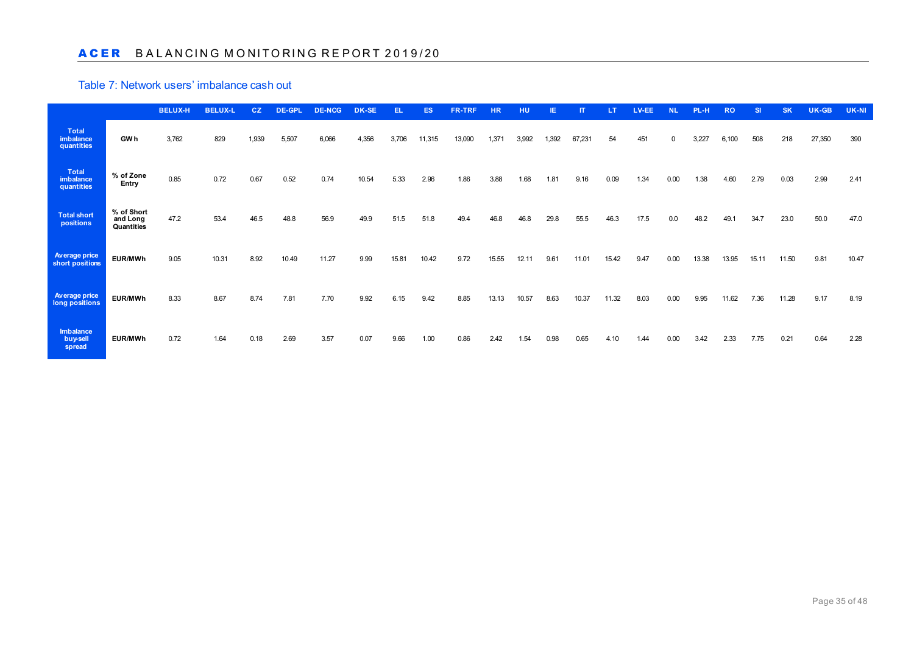Table 7: Network users' imbalance cash out

| | | BELUX-H | BELUX-L | CZ | DE-GPL | DE-NCG | DK-SE | EL | ES | FR-TRF | HR | HU | IE | IT | LT | LV-EE | NL | PL-H | RO | SI | SK | UK-GB | UK-NI |
|---|---|---|---|---|---|---|---|---|---|---|---|---|---|---|---|---|---|---|---|---|---|---|---|
| **Total imbalance quantities** | **GWh** | 3,762 | 829 | 1,939 | 5,507 | 6,066 | 4,356 | 3,706 | 11,315 | 13,090 | 1,371 | 3,992 | 1,392 | 67,231 | 54 | 451 | 0 | 3,227 | 6,100 | 508 | 218 | 27,350 | 390 |
| **Total imbalance quantities** | **% of Zone Entry** | 0.85 | 0.72 | 0.67 | 0.52 | 0.74 | 10.54 | 5.33 | 2.96 | 1.86 | 3.88 | 1.68 | 1.81 | 9.16 | 0.09 | 1.34 | 0.00 | 1.38 | 4.60 | 2.79 | 0.03 | 2.99 | 2.41 |
| **Total short positions** | **% of Short and Long Quantities** | 47.2 | 53.4 | 46.5 | 48.8 | 56.9 | 49.9 | 51.5 | 51.8 | 49.4 | 46.8 | 46.8 | 29.8 | 55.5 | 46.3 | 17.5 | 0.0 | 48.2 | 49.1 | 34.7 | 23.0 | 50.0 | 47.0 |
| **Average price short positions** | **EUR/MWh** | 9.05 | 10.31 | 8.92 | 10.49 | 11.27 | 9.99 | 15.81 | 10.42 | 9.72 | 15.55 | 12.11 | 9.61 | 11.01 | 15.42 | 9.47 | 0.00 | 13.38 | 13.95 | 15.11 | 11.50 | 9.81 | 10.47 |
| **Average price long positions** | **EUR/MWh** | 8.33 | 8.67 | 8.74 | 7.81 | 7.70 | 9.92 | 6.15 | 9.42 | 8.85 | 13.13 | 10.57 | 8.63 | 10.37 | 11.32 | 8.03 | 0.00 | 9.95 | 11.62 | 7.36 | 11.28 | 9.17 | 8.19 |
| **Imbalance buy-sell spread** | **EUR/MWh** | 0.72 | 1.64 | 0.18 | 2.69 | 3.57 | 0.07 | 9.66 | 1.00 | 0.86 | 2.42 | 1.54 | 0.98 | 0.65 | 4.10 | 1.44 | 0.00 | 3.42 | 2.33 | 7.75 | 0.21 | 0.64 | 2.28 |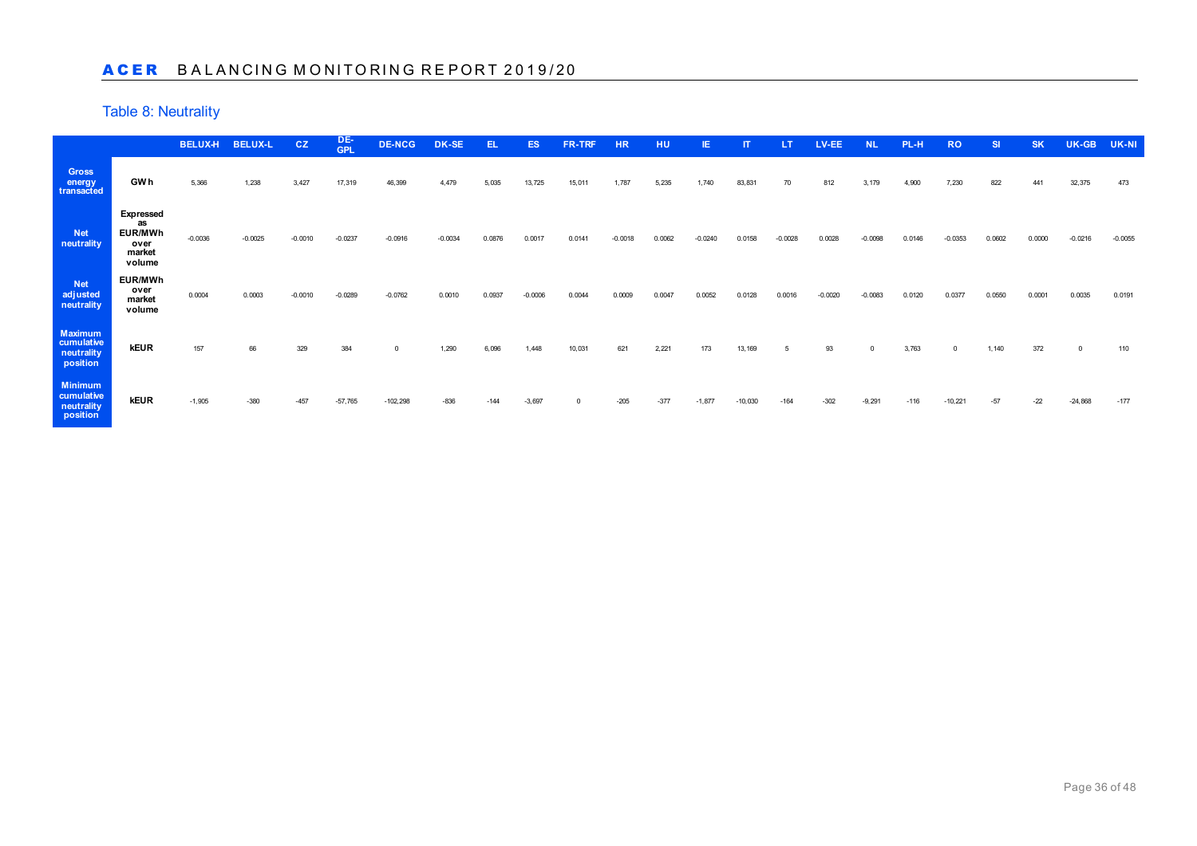## Table 8: Neutrality

| | | BELUX-H | BELUX-L | CZ | DE-GPL | DE-NCG | DK-SE | EL | ES | FR-TRF | HR | HU | IE | IT | LT | LV-EE | NL | PL-H | RO | SI | SK | UK-GB | UK-NI |
|---|---|---|---|---|---|---|---|---|---|---|---|---|---|---|---|---|---|---|---|---|---|---|---|
| **Gross energy transacted** | **GWh** | 5,366 | 1,238 | 3,427 | 17,319 | 46,399 | 4,479 | 5,035 | 13,725 | 15,011 | 1,787 | 5,235 | 1,740 | 83,831 | 70 | 812 | 3,179 | 4,900 | 7,230 | 822 | 441 | 32,375 | 473 |
| **Net neutrality** | **Expressed as EUR/MWh over market volume** | -0.0036 | -0.0025 | -0.0010 | -0.0237 | -0.0916 | -0.0034 | 0.0876 | 0.0017 | 0.0141 | -0.0018 | 0.0062 | -0.0240 | 0.0158 | -0.0028 | 0.0028 | -0.0098 | 0.0146 | -0.0353 | 0.0602 | 0.0000 | -0.0216 | -0.0055 |
| **Net adjusted neutrality** | **EUR/MWh over market volume** | 0.0004 | 0.0003 | -0.0010 | -0.0289 | -0.0762 | 0.0010 | 0.0937 | -0.0006 | 0.0044 | 0.0009 | 0.0047 | 0.0052 | 0.0128 | 0.0016 | -0.0020 | -0.0083 | 0.0120 | 0.0377 | 0.0550 | 0.0001 | 0.0035 | 0.0191 |
| **Maximum cumulative neutrality position** | **kEUR** | 157 | 66 | 329 | 384 | 0 | 1,290 | 6,096 | 1,448 | 10,031 | 621 | 2,221 | 173 | 13,169 | 5 | 93 | 0 | 3,763 | 0 | 1,140 | 372 | 0 | 110 |
| **Minimum cumulative neutrality position** | **kEUR** | -1,905 | -380 | -457 | -57,765 | -102,298 | -836 | -144 | -3,697 | 0 | -205 | -377 | -1,877 | -10,030 | -164 | -302 | -9,291 | -116 | -10,221 | -57 | -22 | -24,868 | -177 |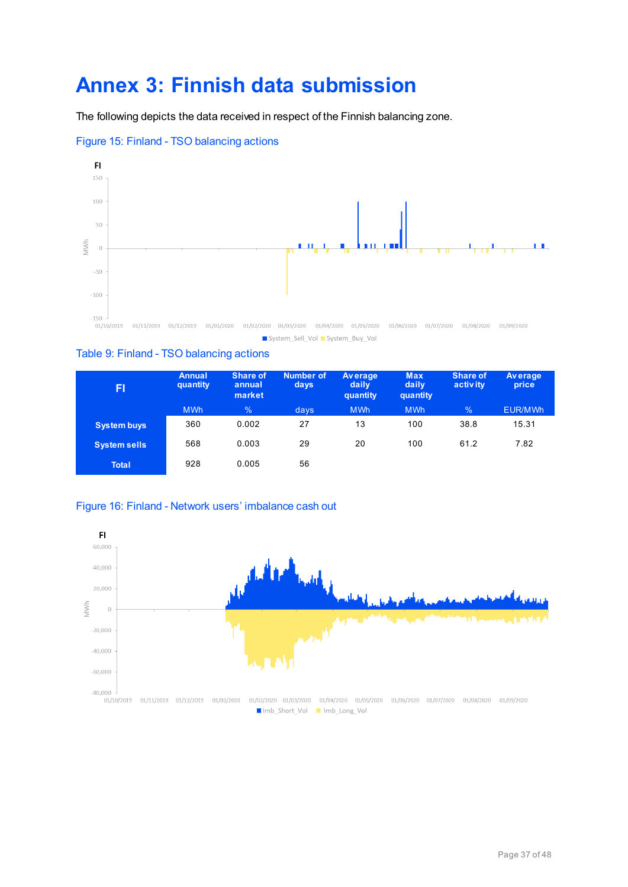# Annex 3: Finnish data submission

The following depicts the data received in respect of the Finnish balancing zone.

Figure 15: Finland - TSO balancing actions

Table 9: Finland - TSO balancing actions

| FI | Annual quantity | Share of annual market | Number of days | Average daily quantity | Max daily quantity | Share of activity | Average price |
|---|---|---|---|---|---|---|---|
| | MWh | % | days | MWh | MWh | % | EUR/MWh |
| System buys | 360 | 0.002 | 27 | 13 | 100 | 38.8 | 15.31 |
| System sells | 568 | 0.003 | 29 | 20 | 100 | 61.2 | 7.82 |
| Total | 928 | 0.005 | 56 | | | | |

Figure 16: Finland - Network users' imbalance cash out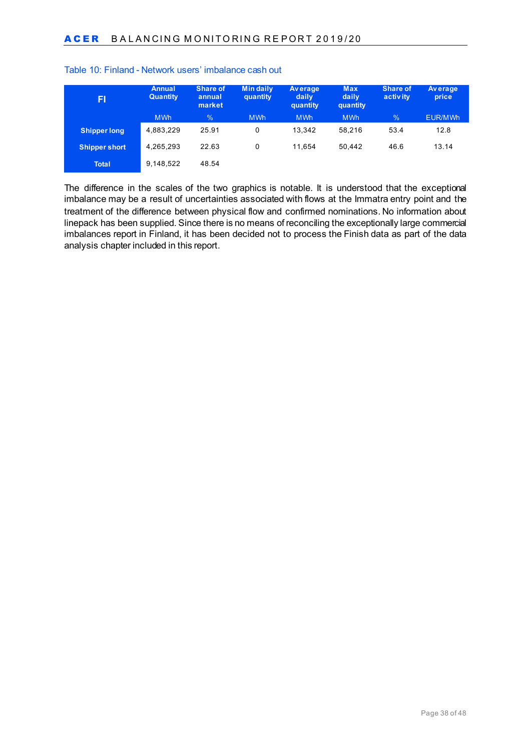Table 10: Finland - Network users' imbalance cash out

| FI | Annual Quantity | Share of annual market | Min daily quantity | Average daily quantity | Max daily quantity | Share of activity | Average price |
|---|---|---|---|---|---|---|---|
| | MWh | % | MWh | MWh | MWh | % | EUR/MWh |
| **Shipper long** | 4,883,229 | 25.91 | 0 | 13,342 | 58,216 | 53.4 | 12.8 |
| **Shipper short** | 4,265,293 | 22.63 | 0 | 11,654 | 50,442 | 46.6 | 13.14 |
| **Total** | 9,148,522 | 48.54 | | | | | |

The difference in the scales of the two graphics is notable. It is understood that the exceptional imbalance may be a result of uncertainties associated with flows at the Immatra entry point and the treatment of the difference between physical flow and confirmed nominations. No information about linepack has been supplied. Since there is no means of reconciling the exceptionally large commercial imbalances report in Finland, it has been decided not to process the Finish data as part of the data analysis chapter included in this report.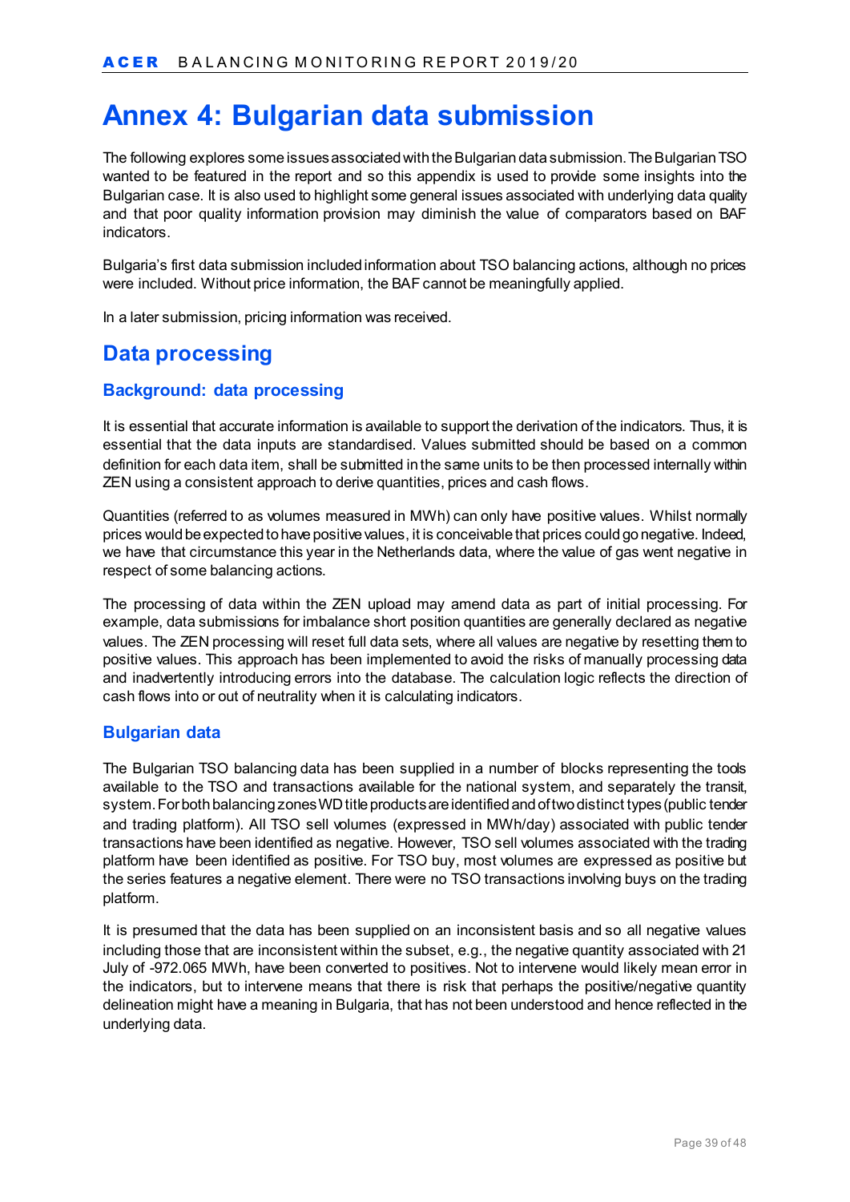# Annex 4: Bulgarian data submission

The following explores some issues associated with the Bulgarian data submission. The Bulgarian TSO wanted to be featured in the report and so this appendix is used to provide some insights into the Bulgarian case. It is also used to highlight some general issues associated with underlying data quality and that poor quality information provision may diminish the value of comparators based on BAF indicators.

Bulgaria's first data submission included information about TSO balancing actions, although no prices were included. Without price information, the BAF cannot be meaningfully applied.

In a later submission, pricing information was received.

## Data processing

### Background: data processing

It is essential that accurate information is available to support the derivation of the indicators. Thus, it is essential that the data inputs are standardised. Values submitted should be based on a common definition for each data item, shall be submitted in the same units to be then processed internally within ZEN using a consistent approach to derive quantities, prices and cash flows.

Quantities (referred to as volumes measured in MWh) can only have positive values. Whilst normally prices would be expected to have positive values, it is conceivable that prices could go negative. Indeed, we have that circumstance this year in the Netherlands data, where the value of gas went negative in respect of some balancing actions.

The processing of data within the ZEN upload may amend data as part of initial processing. For example, data submissions for imbalance short position quantities are generally declared as negative values. The ZEN processing will reset full data sets, where all values are negative by resetting them to positive values. This approach has been implemented to avoid the risks of manually processing data and inadvertently introducing errors into the database. The calculation logic reflects the direction of cash flows into or out of neutrality when it is calculating indicators.

### Bulgarian data

The Bulgarian TSO balancing data has been supplied in a number of blocks representing the tools available to the TSO and transactions available for the national system, and separately the transit, system. For both balancing zones WD title products are identified and of two distinct types (public tender and trading platform). All TSO sell volumes (expressed in MWh/day) associated with public tender transactions have been identified as negative. However, TSO sell volumes associated with the trading platform have been identified as positive. For TSO buy, most volumes are expressed as positive but the series features a negative element. There were no TSO transactions involving buys on the trading platform.

It is presumed that the data has been supplied on an inconsistent basis and so all negative values including those that are inconsistent within the subset, e.g., the negative quantity associated with 21 July of -972.065 MWh, have been converted to positives. Not to intervene would likely mean error in the indicators, but to intervene means that there is risk that perhaps the positive/negative quantity delineation might have a meaning in Bulgaria, that has not been understood and hence reflected in the underlying data.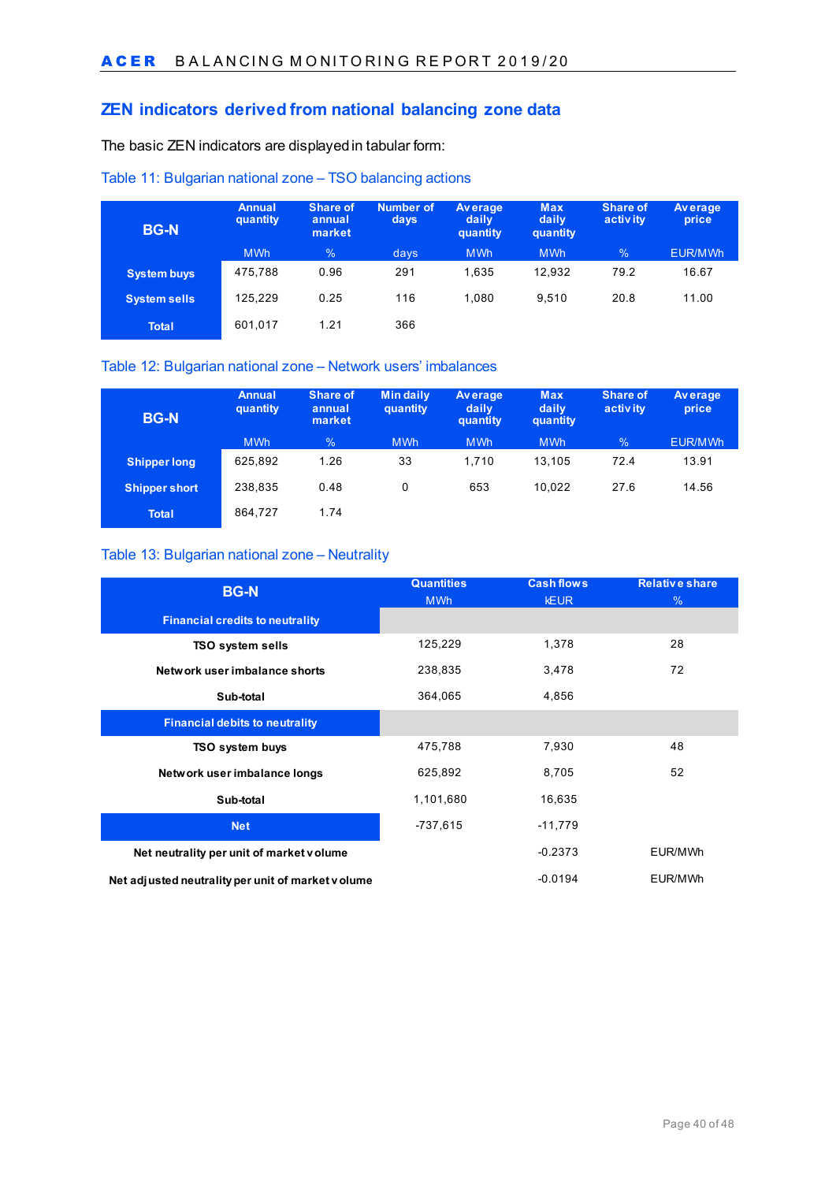## ZEN indicators derived from national balancing zone data

The basic ZEN indicators are displayed in tabular form:

Table 11: Bulgarian national zone – TSO balancing actions

| BG-N | Annual quantity | Share of annual market | Number of days | Average daily quantity | Max daily quantity | Share of activity | Average price |
|---|---|---|---|---|---|---|---|
| | MWh | % | days | MWh | MWh | % | EUR/MWh |
| **System buys** | 475,788 | 0.96 | 291 | 1,635 | 12,932 | 79.2 | 16.67 |
| **System sells** | 125,229 | 0.25 | 116 | 1,080 | 9,510 | 20.8 | 11.00 |
| **Total** | 601,017 | 1.21 | 366 | | | | |

Table 12: Bulgarian national zone – Network users' imbalances

| BG-N | Annual quantity | Share of annual market | Min daily quantity | Average daily quantity | Max daily quantity | Share of activity | Average price |
|---|---|---|---|---|---|---|---|
| | MWh | % | MWh | MWh | MWh | % | EUR/MWh |
| **Shipper long** | 625,892 | 1.26 | 33 | 1,710 | 13,105 | 72.4 | 13.91 |
| **Shipper short** | 238,835 | 0.48 | 0 | 653 | 10,022 | 27.6 | 14.56 |
| **Total** | 864,727 | 1.74 | | | | | |

Table 13: Bulgarian national zone – Neutrality

| BG-N | Quantities | Cash flows | Relative share |
|---|---|---|---|
| | MWh | kEUR | % |
| **Financial credits to neutrality** | | | |
| **TSO system sells** | 125,229 | 1,378 | 28 |
| **Network user imbalance shorts** | 238,835 | 3,478 | 72 |
| **Sub-total** | 364,065 | 4,856 | |
| **Financial debits to neutrality** | | | |
| **TSO system buys** | 475,788 | 7,930 | 48 |
| **Network user imbalance longs** | 625,892 | 8,705 | 52 |
| **Sub-total** | 1,101,680 | 16,635 | |
| **Net** | -737,615 | -11,779 | |
| **Net neutrality per unit of market volume** | | -0.2373 | EUR/MWh |
| **Net adjusted neutrality per unit of market volume** | | -0.0194 | EUR/MWh |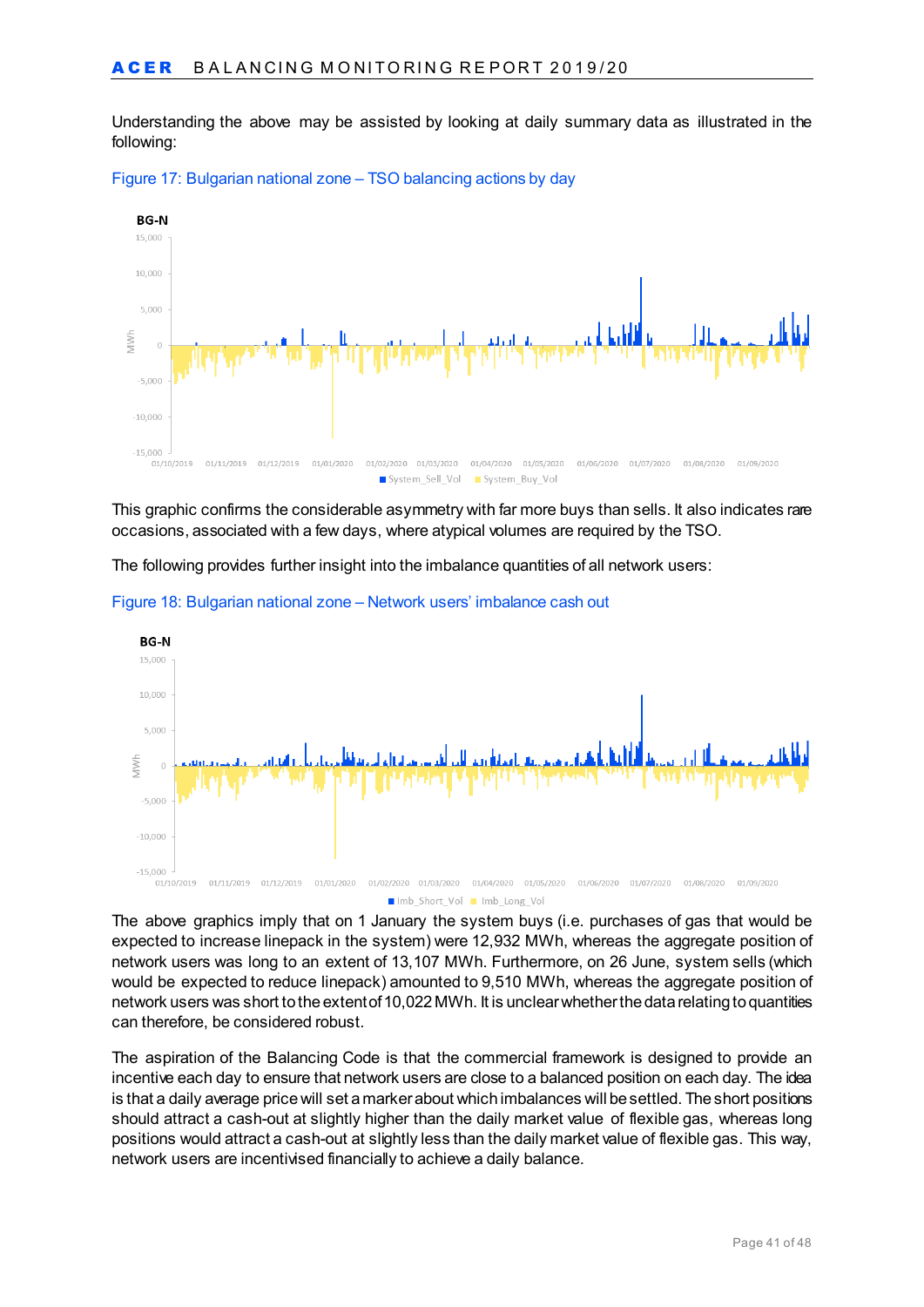Understanding the above may be assisted by looking at daily summary data as illustrated in the following:

Figure 17: Bulgarian national zone – TSO balancing actions by day

This graphic confirms the considerable asymmetry with far more buys than sells. It also indicates rare occasions, associated with a few days, where atypical volumes are required by the TSO.

The following provides further insight into the imbalance quantities of all network users:

Figure 18: Bulgarian national zone – Network users' imbalance cash out

The above graphics imply that on 1 January the system buys (i.e. purchases of gas that would be expected to increase linepack in the system) were 12,932 MWh, whereas the aggregate position of network users was long to an extent of 13,107 MWh. Furthermore, on 26 June, system sells (which would be expected to reduce linepack) amounted to 9,510 MWh, whereas the aggregate position of network users was short to the extent of 10,022 MWh. It is unclear whether the data relating to quantities can therefore, be considered robust.

The aspiration of the Balancing Code is that the commercial framework is designed to provide an incentive each day to ensure that network users are close to a balanced position on each day. The idea is that a daily average price will set a marker about which imbalances will be settled. The short positions should attract a cash-out at slightly higher than the daily market value of flexible gas, whereas long positions would attract a cash-out at slightly less than the daily market value of flexible gas. This way, network users are incentivised financially to achieve a daily balance.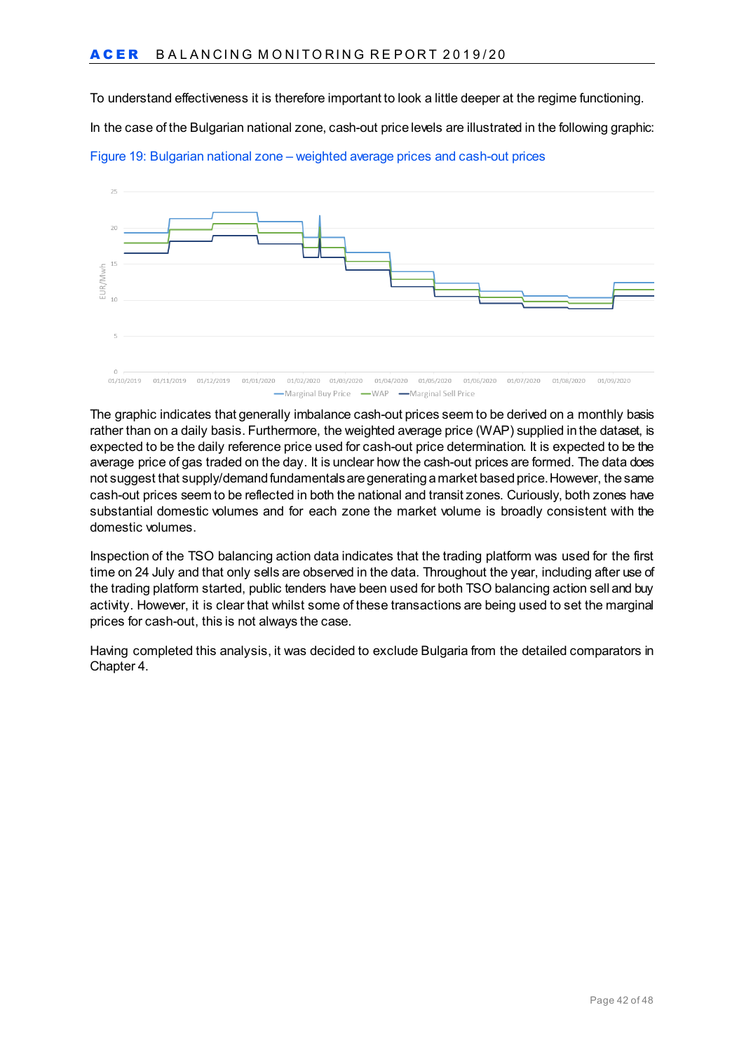To understand effectiveness it is therefore important to look a little deeper at the regime functioning.

In the case of the Bulgarian national zone, cash-out price levels are illustrated in the following graphic:

Figure 19: Bulgarian national zone – weighted average prices and cash-out prices

The graphic indicates that generally imbalance cash-out prices seem to be derived on a monthly basis rather than on a daily basis. Furthermore, the weighted average price (WAP) supplied in the dataset, is expected to be the daily reference price used for cash-out price determination. It is expected to be the average price of gas traded on the day. It is unclear how the cash-out prices are formed. The data does not suggest that supply/demand fundamentals are generating a market based price. However, the same cash-out prices seem to be reflected in both the national and transit zones. Curiously, both zones have substantial domestic volumes and for each zone the market volume is broadly consistent with the domestic volumes.

Inspection of the TSO balancing action data indicates that the trading platform was used for the first time on 24 July and that only sells are observed in the data. Throughout the year, including after use of the trading platform started, public tenders have been used for both TSO balancing action sell and buy activity. However, it is clear that whilst some of these transactions are being used to set the marginal prices for cash-out, this is not always the case.

Having completed this analysis, it was decided to exclude Bulgaria from the detailed comparators in Chapter 4.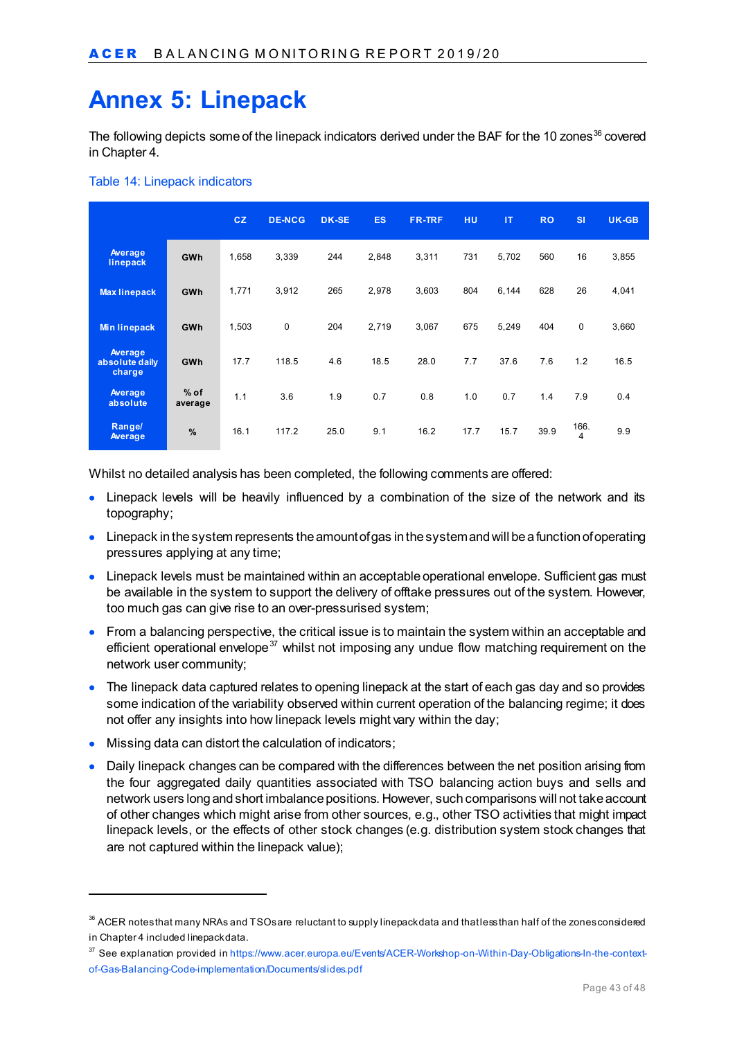# Annex 5: Linepack

The following depicts some of the linepack indicators derived under the BAF for the 10 zones[36] covered in Chapter 4.

Table 14: Linepack indicators

| | | CZ | DE-NCG | DK-SE | ES | FR-TRF | HU | IT | RO | SI | UK-GB |
|---|---|---|---|---|---|---|---|---|---|---|---|
| Average linepack | GWh | 1,658 | 3,339 | 244 | 2,848 | 3,311 | 731 | 5,702 | 560 | 16 | 3,855 |
| Max linepack | GWh | 1,771 | 3,912 | 265 | 2,978 | 3,603 | 804 | 6,144 | 628 | 26 | 4,041 |
| Min linepack | GWh | 1,503 | 0 | 204 | 2,719 | 3,067 | 675 | 5,249 | 404 | 0 | 3,660 |
| Average absolute daily charge | GWh | 17.7 | 118.5 | 4.6 | 18.5 | 28.0 | 7.7 | 37.6 | 7.6 | 1.2 | 16.5 |
| Average absolute | % of average | 1.1 | 3.6 | 1.9 | 0.7 | 0.8 | 1.0 | 0.7 | 1.4 | 7.9 | 0.4 |
| Range/ Average | % | 16.1 | 117.2 | 25.0 | 9.1 | 16.2 | 17.7 | 15.7 | 39.9 | 166.4 | 9.9 |

Whilst no detailed analysis has been completed, the following comments are offered:

- Linepack levels will be heavily influenced by a combination of the size of the network and its topography;
- Linepack in the system represents the amount of gas in the system and will be a function of operating pressures applying at any time;
- Linepack levels must be maintained within an acceptable operational envelope. Sufficient gas must be available in the system to support the delivery of offtake pressures out of the system. However, too much gas can give rise to an over-pressurised system;
- From a balancing perspective, the critical issue is to maintain the system within an acceptable and efficient operational envelope[37] whilst not imposing any undue flow matching requirement on the network user community;
- The linepack data captured relates to opening linepack at the start of each gas day and so provides some indication of the variability observed within current operation of the balancing regime; it does not offer any insights into how linepack levels might vary within the day;
- Missing data can distort the calculation of indicators;
- Daily linepack changes can be compared with the differences between the net position arising from the four aggregated daily quantities associated with TSO balancing action buys and sells and network users long and short imbalance positions. However, such comparisons will not take account of other changes which might arise from other sources, e.g., other TSO activities that might impact linepack levels, or the effects of other stock changes (e.g. distribution system stock changes that are not captured within the linepack value);

---

[36] ACER notes that many NRAs and TSOs are reluctant to supply linepack data and that less than half of the zones considered in Chapter 4 included linepack data.

[37] See explanation provided in https://www.acer.europa.eu/Events/ACER-Workshop-on-Within-Day-Obligations-In-the-context-of-Gas-Balancing-Code-implementation/Documents/slides.pdf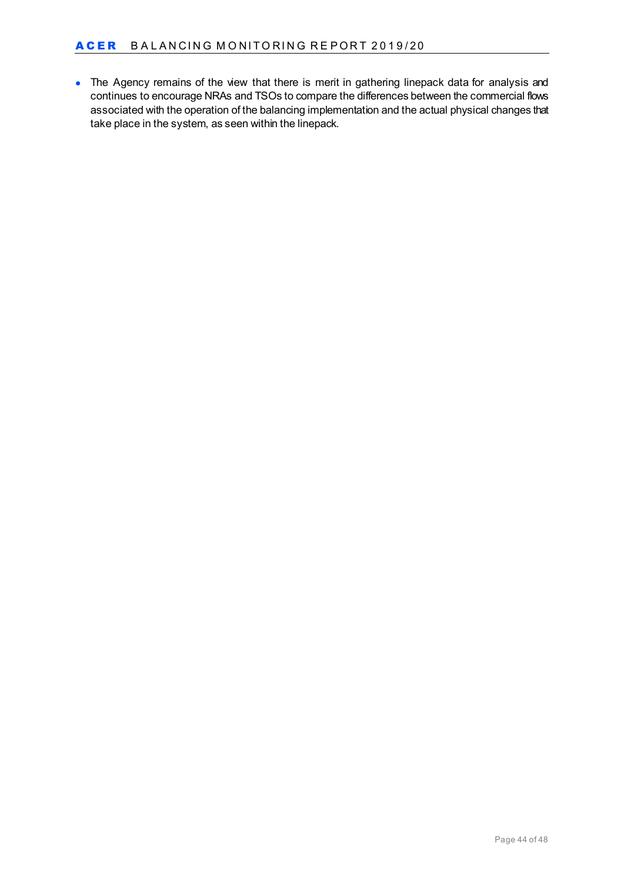- The Agency remains of the view that there is merit in gathering linepack data for analysis and continues to encourage NRAs and TSOs to compare the differences between the commercial flows associated with the operation of the balancing implementation and the actual physical changes that take place in the system, as seen within the linepack.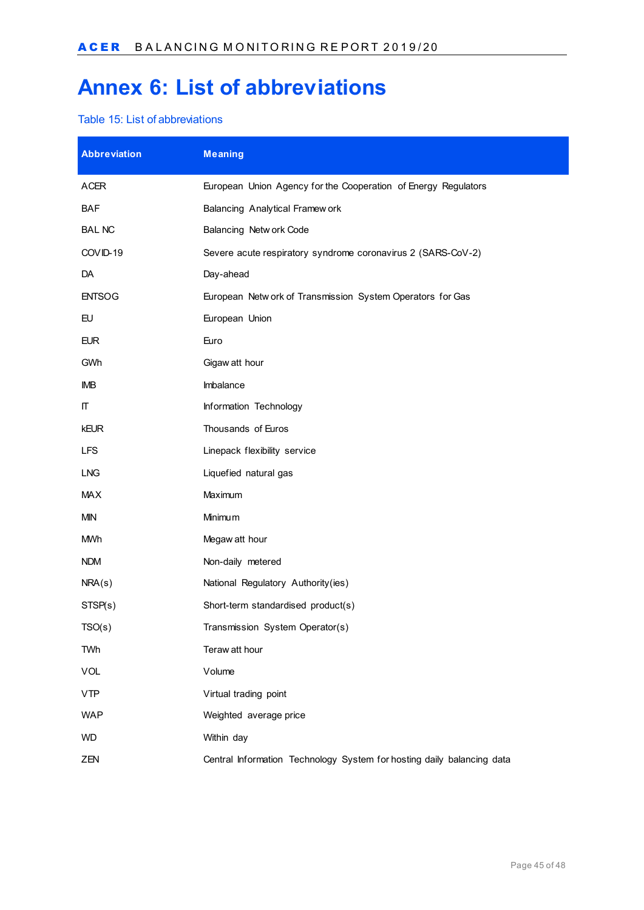# Annex 6: List of abbreviations

Table 15: List of abbreviations

| Abbreviation | Meaning |
| --- | --- |
| ACER | European Union Agency for the Cooperation of Energy Regulators |
| BAF | Balancing Analytical Framework |
| BAL NC | Balancing Network Code |
| COVID-19 | Severe acute respiratory syndrome coronavirus 2 (SARS-CoV-2) |
| DA | Day-ahead |
| ENTSOG | European Network of Transmission System Operators for Gas |
| EU | European Union |
| EUR | Euro |
| GWh | Gigawatt hour |
| IMB | Imbalance |
| IT | Information Technology |
| kEUR | Thousands of Euros |
| LFS | Linepack flexibility service |
| LNG | Liquefied natural gas |
| MAX | Maximum |
| MIN | Minimum |
| MWh | Megawatt hour |
| NDM | Non-daily metered |
| NRA(s) | National Regulatory Authority(ies) |
| STSP(s) | Short-term standardised product(s) |
| TSO(s) | Transmission System Operator(s) |
| TWh | Terawatt hour |
| VOL | Volume |
| VTP | Virtual trading point |
| WAP | Weighted average price |
| WD | Within day |
| ZEN | Central Information Technology System for hosting daily balancing data |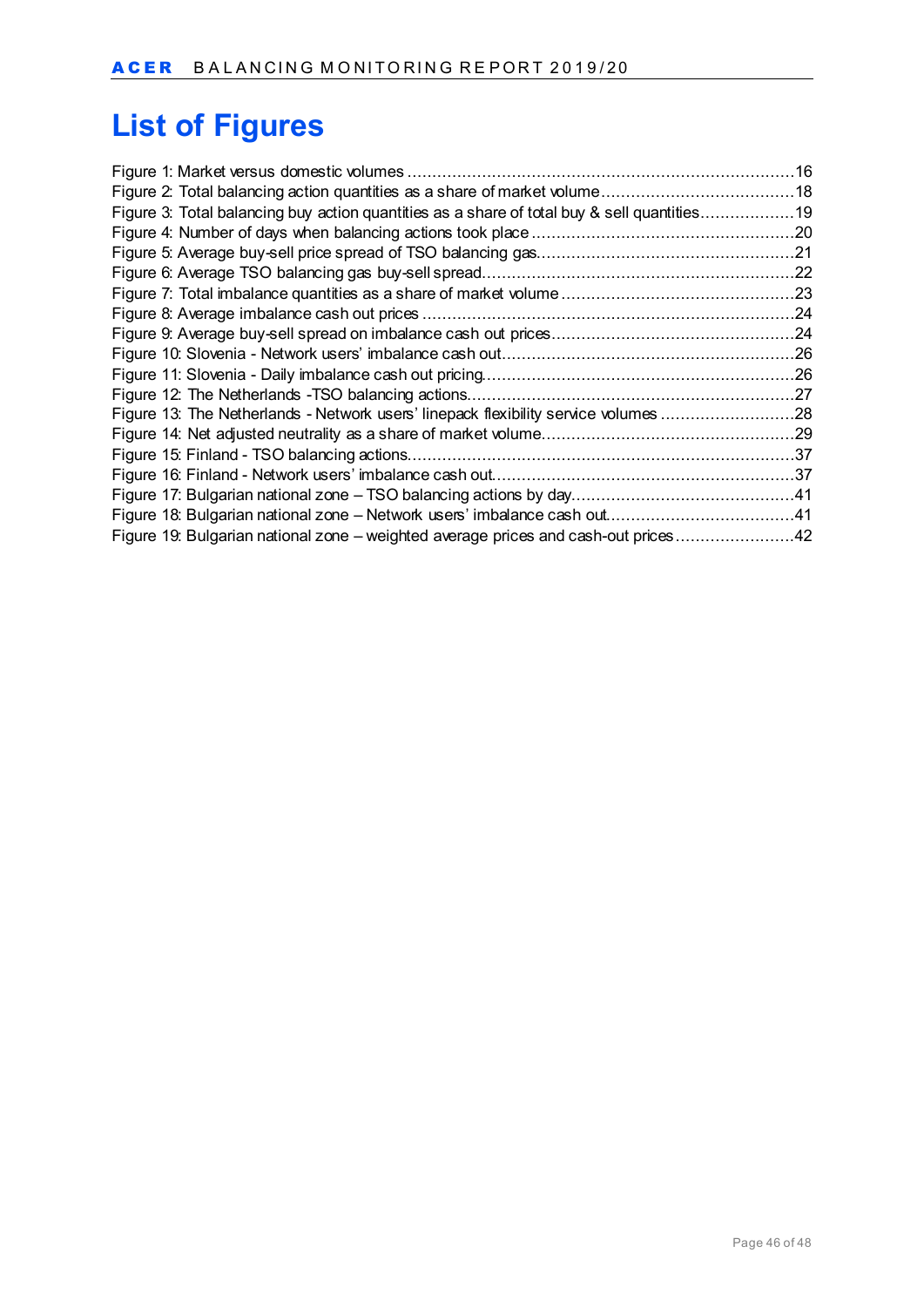# List of Figures

Figure 1: Market versus domestic volumes ..... 16
Figure 2: Total balancing action quantities as a share of market volume ..... 18
Figure 3: Total balancing buy action quantities as a share of total buy & sell quantities ..... 19
Figure 4: Number of days when balancing actions took place ..... 20
Figure 5: Average buy-sell price spread of TSO balancing gas ..... 21
Figure 6: Average TSO balancing gas buy-sell spread ..... 22
Figure 7: Total imbalance quantities as a share of market volume ..... 23
Figure 8: Average imbalance cash out prices ..... 24
Figure 9: Average buy-sell spread on imbalance cash out prices ..... 24
Figure 10: Slovenia - Network users' imbalance cash out ..... 26
Figure 11: Slovenia - Daily imbalance cash out pricing ..... 26
Figure 12: The Netherlands -TSO balancing actions ..... 27
Figure 13: The Netherlands - Network users' linepack flexibility service volumes ..... 28
Figure 14: Net adjusted neutrality as a share of market volume ..... 29
Figure 15: Finland - TSO balancing actions ..... 37
Figure 16: Finland - Network users' imbalance cash out ..... 37
Figure 17: Bulgarian national zone – TSO balancing actions by day ..... 41
Figure 18: Bulgarian national zone – Network users' imbalance cash out ..... 41
Figure 19: Bulgarian national zone – weighted average prices and cash-out prices ..... 42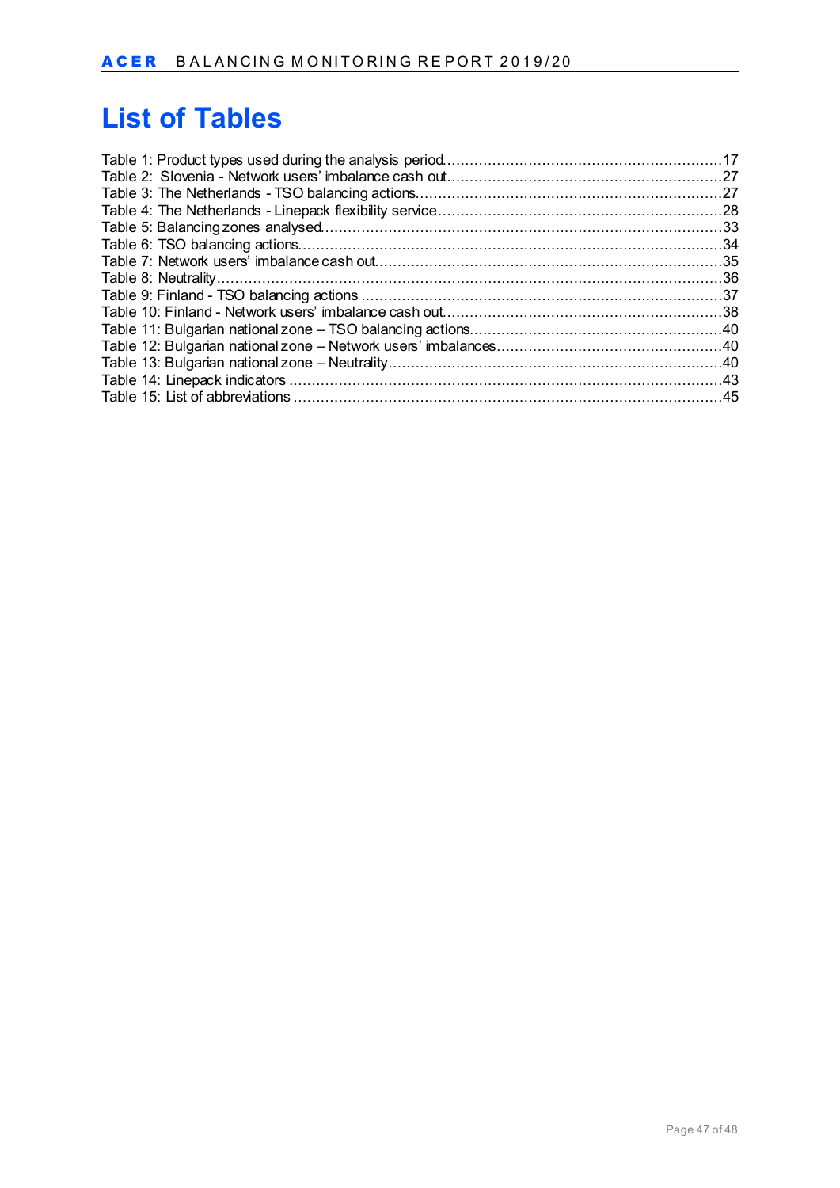# List of Tables

Table 1: Product types used during the analysis period.............................................................17
Table 2: Slovenia - Network users' imbalance cash out.............................................................27
Table 3: The Netherlands - TSO balancing actions....................................................................27
Table 4: The Netherlands - Linepack flexibility service...............................................................28
Table 5: Balancing zones analysed.........................................................................................33
Table 6: TSO balancing actions..............................................................................................34
Table 7: Network users' imbalance cash out............................................................................35
Table 8: Neutrality................................................................................................................36
Table 9: Finland - TSO balancing actions ................................................................................37
Table 10: Finland - Network users' imbalance cash out.............................................................38
Table 11: Bulgarian national zone – TSO balancing actions........................................................40
Table 12: Bulgarian national zone – Network users' imbalances..................................................40
Table 13: Bulgarian national zone – Neutrality..........................................................................40
Table 14: Linepack indicators ................................................................................................43
Table 15: List of abbreviations ...............................................................................................45